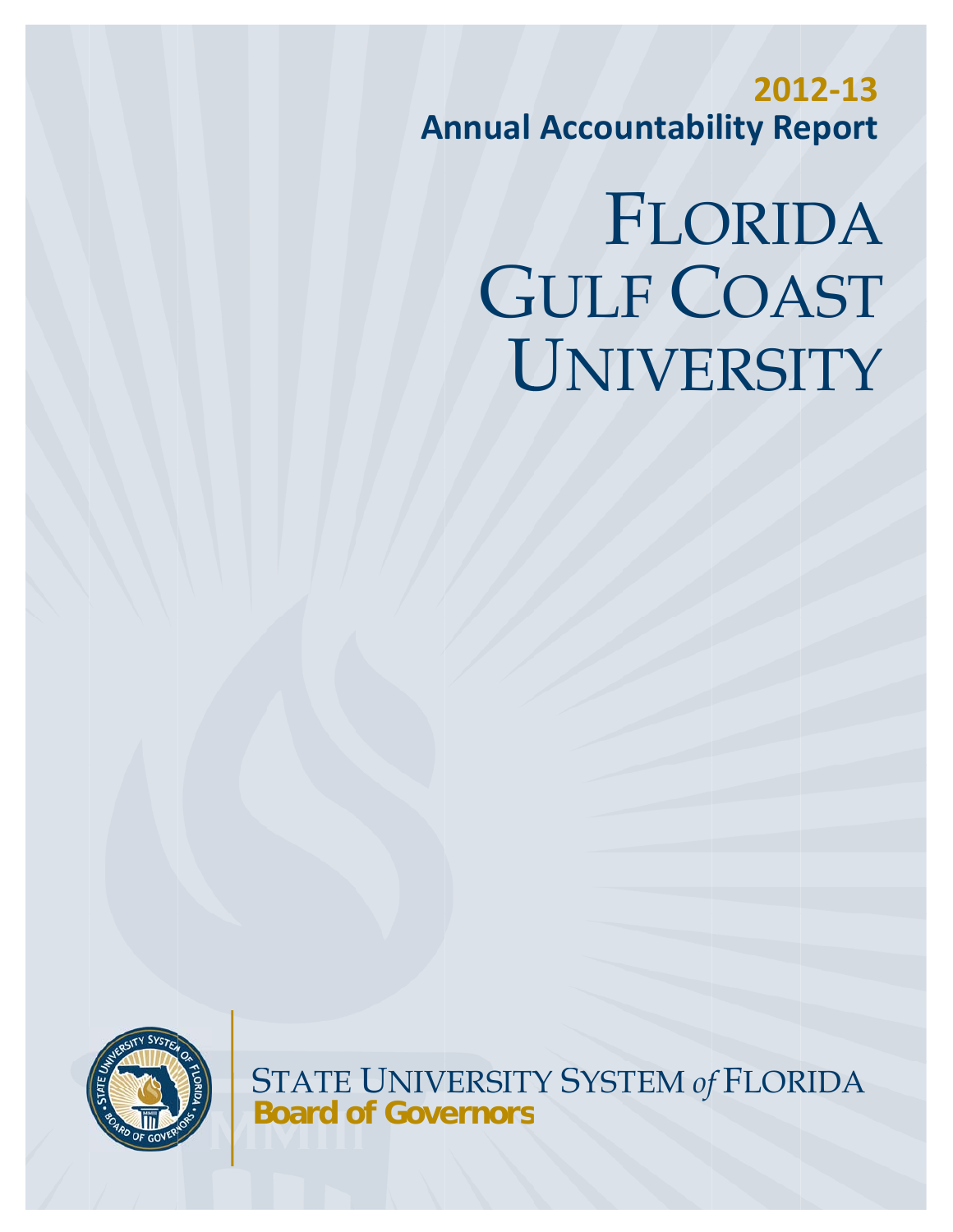**2012-13**

**Annual Accountability Report**

# FLORIDA GULF COAST UNIVERSITY

STATE UNIVERSITY SYSTEM *of* FLORIDA

**Board of Governors**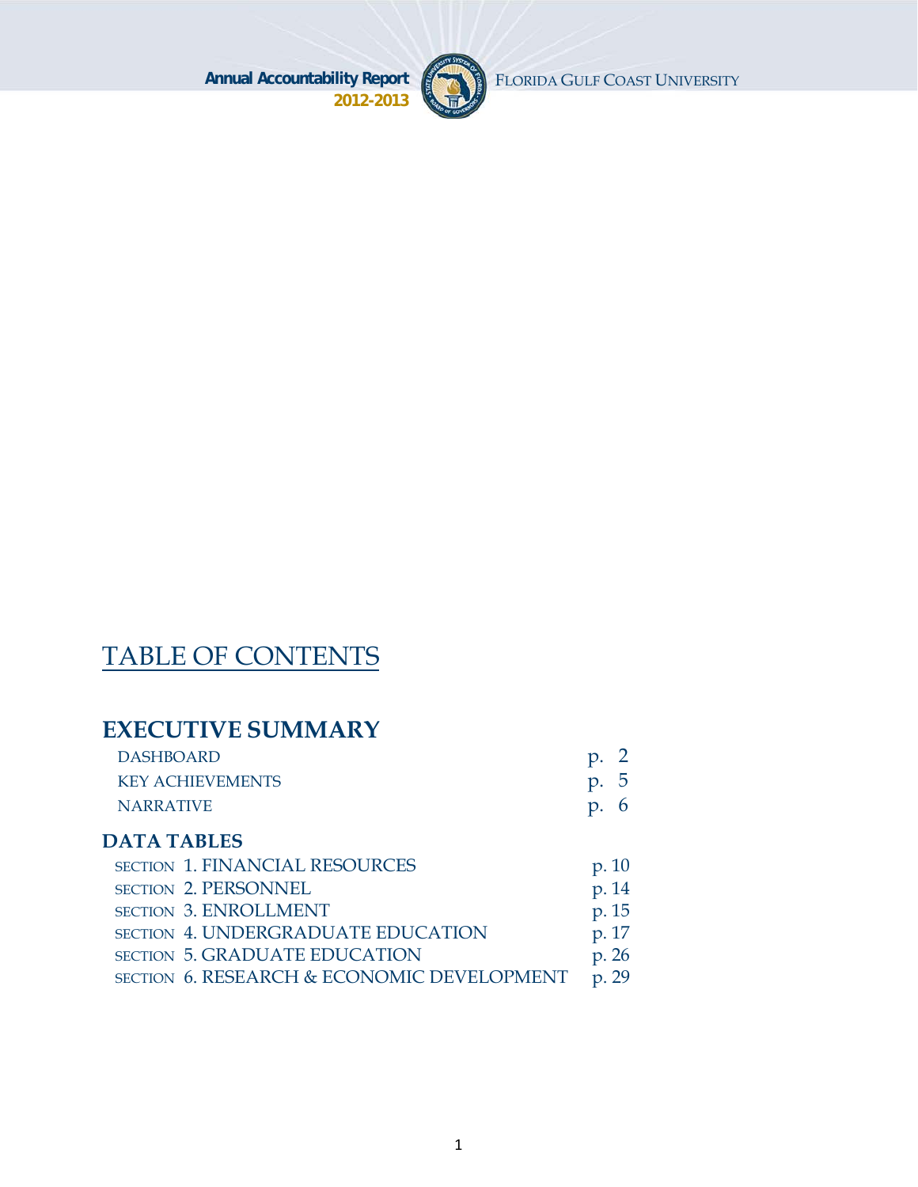# TABLE OF CONTENTS

## EXECUTIVE SUMMARY

| | |
|---|---|
| DASHBOARD | p. 2 |
| KEY ACHIEVEMENTS | p. 5 |
| NARRATIVE | p. 6 |

## DATA TABLES

| | |
|---|---|
| SECTION 1. FINANCIAL RESOURCES | p. 10 |
| SECTION 2. PERSONNEL | p. 14 |
| SECTION 3. ENROLLMENT | p. 15 |
| SECTION 4. UNDERGRADUATE EDUCATION | p. 17 |
| SECTION 5. GRADUATE EDUCATION | p. 26 |
| SECTION 6. RESEARCH & ECONOMIC DEVELOPMENT | p. 29 |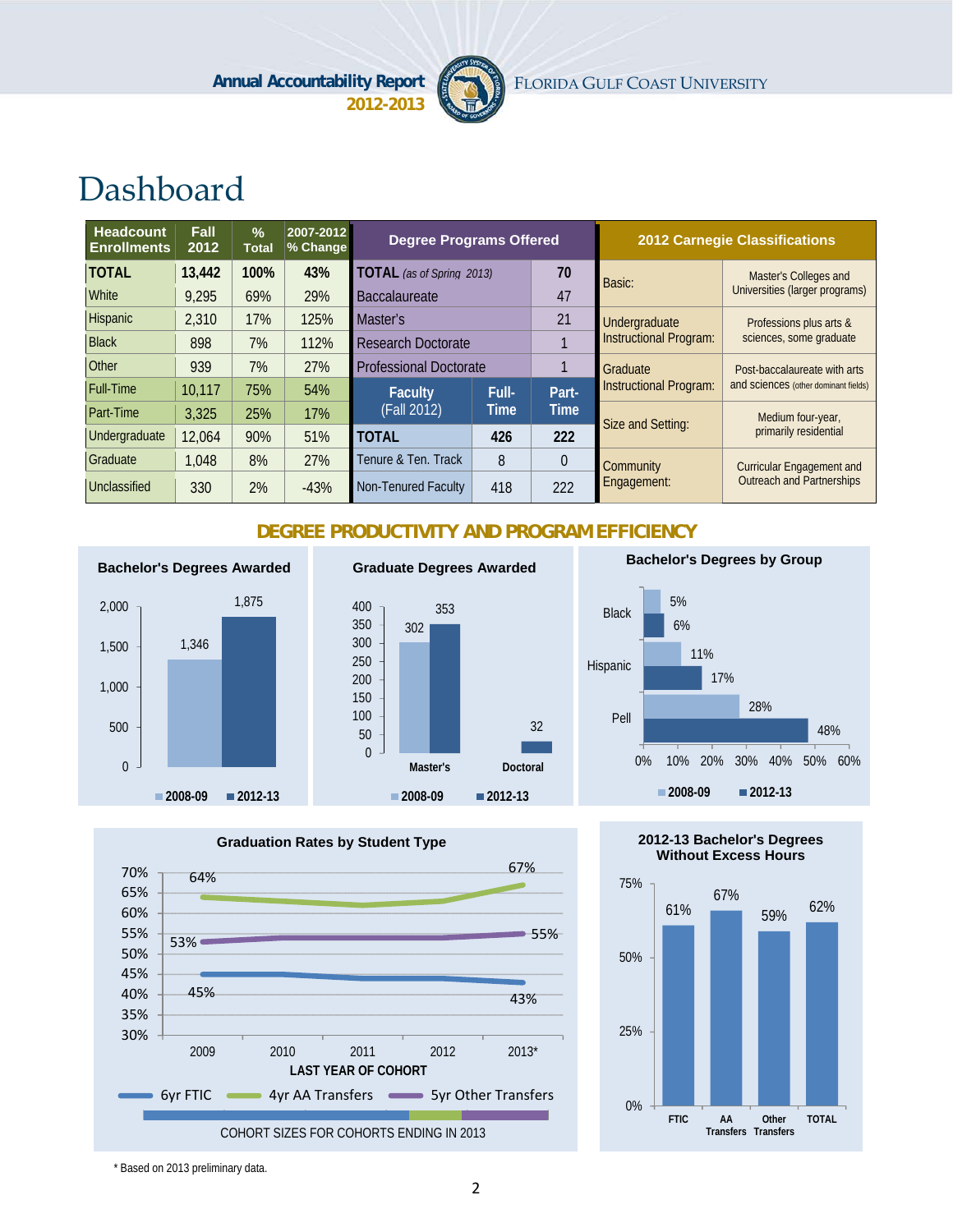# Dashboard

| Headcount Enrollments | Fall 2012 | % Total | 2007-2012 % Change |
|---|---|---|---|
| **TOTAL** | **13,442** | **100%** | **43%** |
| White | 9,295 | 69% | 29% |
| Hispanic | 2,310 | 17% | 125% |
| Black | 898 | 7% | 112% |
| Other | 939 | 7% | 27% |
| Full-Time | 10,117 | 75% | 54% |
| Part-Time | 3,325 | 25% | 17% |
| Undergraduate | 12,064 | 90% | 51% |
| Graduate | 1,048 | 8% | 27% |
| Unclassified | 330 | 2% | -43% |

| Degree Programs Offered | |
|---|---|
| **TOTAL** *(as of Spring 2013)* | **70** |
| Baccalaureate | 47 |
| Master's | 21 |
| Research Doctorate | 1 |
| Professional Doctorate | 1 |

| Faculty (Fall 2012) | Full-Time | Part-Time |
|---|---|---|
| **TOTAL** | **426** | **222** |
| Tenure & Ten. Track | 8 | 0 |
| Non-Tenured Faculty | 418 | 222 |

| 2012 Carnegie Classifications | |
|---|---|
| Basic: | Master's Colleges and Universities (larger programs) |
| Undergraduate Instructional Program: | Professions plus arts & sciences, some graduate |
| Graduate Instructional Program: | Post-baccalaureate with arts and sciences (other dominant fields) |
| Size and Setting: | Medium four-year, primarily residential |
| Community Engagement: | Curricular Engagement and Outreach and Partnerships |

## DEGREE PRODUCTIVITY AND PROGRAM EFFICIENCY

**Bachelor's Degrees Awarded**

| | 2008-09 | 2012-13 |
|---|---|---|
| Bachelor's | 1,346 | 1,875 |

**Graduate Degrees Awarded**

| | 2008-09 | 2012-13 |
|---|---|---|
| Master's | 302 | 353 |
| Doctoral | | 32 |

**Bachelor's Degrees by Group**

| | 2008-09 | 2012-13 |
|---|---|---|
| Black | 5% | 6% |
| Hispanic | 11% | 17% |
| Pell | 28% | 48% |

**Graduation Rates by Student Type**

| Last Year of Cohort | 2009 | 2013* |
|---|---|---|
| 6yr FTIC | 45% | 43% |
| 4yr AA Transfers | 64% | 67% |
| 5yr Other Transfers | 53% | 55% |

COHORT SIZES FOR COHORTS ENDING IN 2013

**2012-13 Bachelor's Degrees Without Excess Hours**

| FTIC | AA Transfers | Other Transfers | TOTAL |
|---|---|---|---|
| 61% | 67% | 59% | 62% |

\* Based on 2013 preliminary data.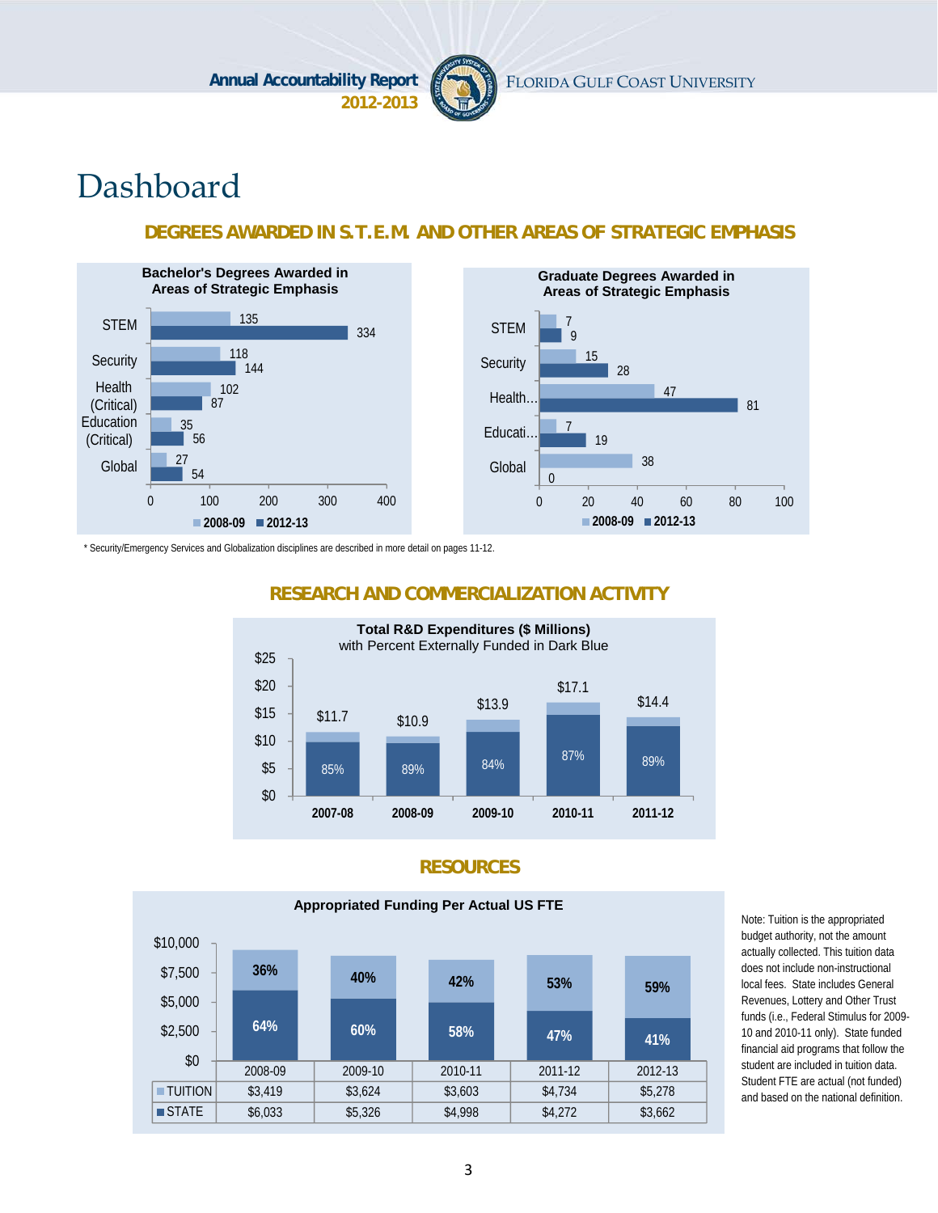# Dashboard

## DEGREES AWARDED IN S.T.E.M. AND OTHER AREAS OF STRATEGIC EMPHASIS

**Bachelor's Degrees Awarded in Areas of Strategic Emphasis**

| | 2008-09 | 2012-13 |
|---|---|---|
| STEM | 135 | 334 |
| Security | 118 | 144 |
| Health (Critical) | 102 | 87 |
| Education (Critical) | 35 | 56 |
| Global | 27 | 54 |

**Graduate Degrees Awarded in Areas of Strategic Emphasis**

| | 2008-09 | 2012-13 |
|---|---|---|
| STEM | 7 | 9 |
| Security | 15 | 28 |
| Health... | 47 | 81 |
| Educati... | 7 | 19 |
| Global | 38 | 0 |

* Security/Emergency Services and Globalization disciplines are described in more detail on pages 11-12.

## RESEARCH AND COMMERCIALIZATION ACTIVITY

**Total R&D Expenditures ($ Millions)**
with Percent Externally Funded in Dark Blue

| | 2007-08 | 2008-09 | 2009-10 | 2010-11 | 2011-12 |
|---|---|---|---|---|---|
| Total R&D Expenditures | $11.7 | $10.9 | $13.9 | $17.1 | $14.4 |
| Percent Externally Funded | 85% | 89% | 84% | 87% | 89% |

## RESOURCES

**Appropriated Funding Per Actual US FTE**

| | 2008-09 | 2009-10 | 2010-11 | 2011-12 | 2012-13 |
|---|---|---|---|---|---|
| TUITION | $3,419 | $3,624 | $3,603 | $4,734 | $5,278 |
| STATE | $6,033 | $5,326 | $4,998 | $4,272 | $3,662 |
| TUITION % | 36% | 40% | 42% | 53% | 59% |
| STATE % | 64% | 60% | 58% | 47% | 41% |

Note: Tuition is the appropriated budget authority, not the amount actually collected. This tuition data does not include non-instructional local fees. State includes General Revenues, Lottery and Other Trust funds (i.e., Federal Stimulus for 2009-10 and 2010-11 only). State funded financial aid programs that follow the student are included in tuition data. Student FTE are actual (not funded) and based on the national definition.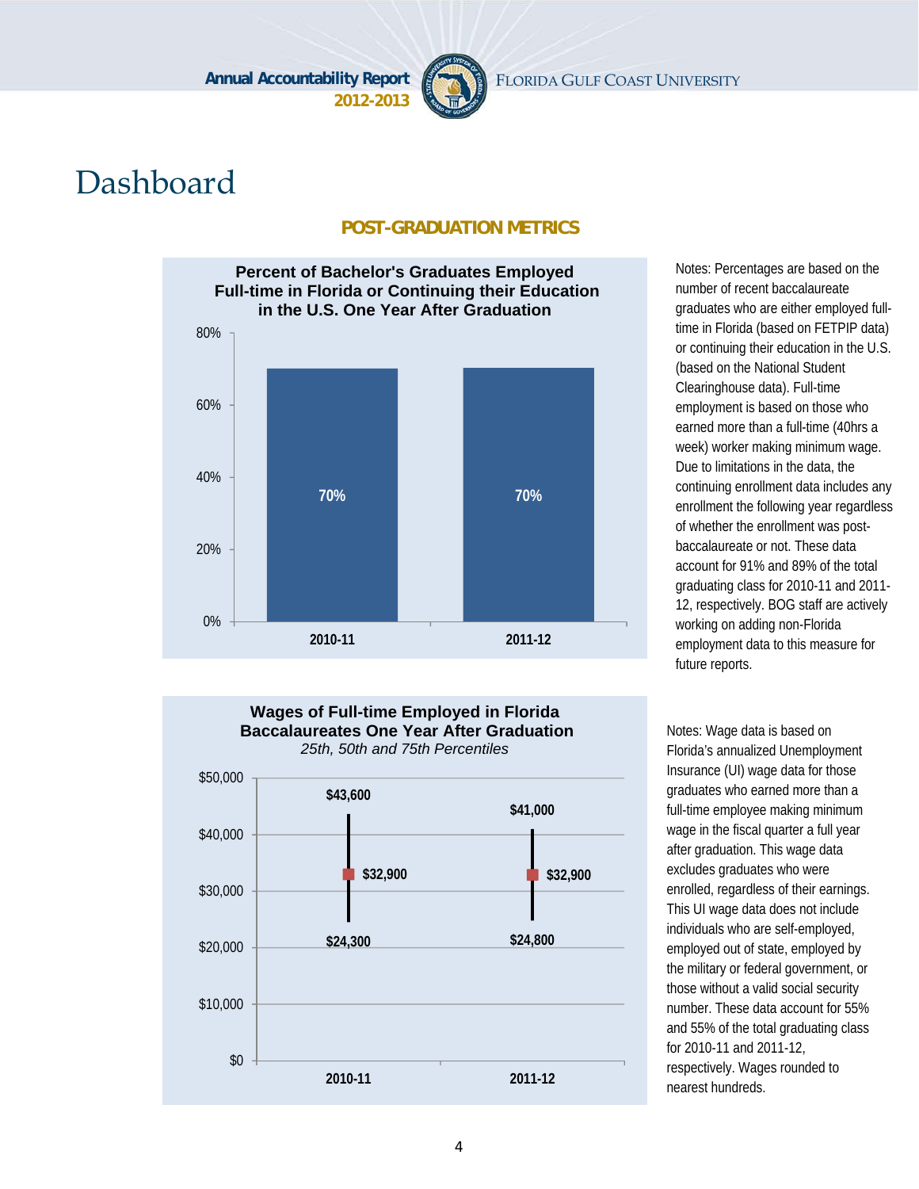# Dashboard

## POST-GRADUATION METRICS

**Percent of Bachelor's Graduates Employed Full-time in Florida or Continuing their Education in the U.S. One Year After Graduation**

| | 2010-11 | 2011-12 |
|---|---|---|
| Percent | 70% | 70% |

Notes: Percentages are based on the number of recent baccalaureate graduates who are either employed full-time in Florida (based on FETPIP data) or continuing their education in the U.S. (based on the National Student Clearinghouse data). Full-time employment is based on those who earned more than a full-time (40hrs a week) worker making minimum wage. Due to limitations in the data, the continuing enrollment data includes any enrollment the following year regardless of whether the enrollment was post-baccalaureate or not. These data account for 91% and 89% of the total graduating class for 2010-11 and 2011-12, respectively. BOG staff are actively working on adding non-Florida employment data to this measure for future reports.

**Wages of Full-time Employed in Florida Baccalaureates One Year After Graduation**

*25th, 50th and 75th Percentiles*

| | 2010-11 | 2011-12 |
|---|---|---|
| 75th Percentile | $43,600 | $41,000 |
| 50th Percentile | $32,900 | $32,900 |
| 25th Percentile | $24,300 | $24,800 |

Notes: Wage data is based on Florida's annualized Unemployment Insurance (UI) wage data for those graduates who earned more than a full-time employee making minimum wage in the fiscal quarter a full year after graduation. This wage data excludes graduates who were enrolled, regardless of their earnings. This UI wage data does not include individuals who are self-employed, employed out of state, employed by the military or federal government, or those without a valid social security number. These data account for 55% and 55% of the total graduating class for 2010-11 and 2011-12, respectively. Wages rounded to nearest hundreds.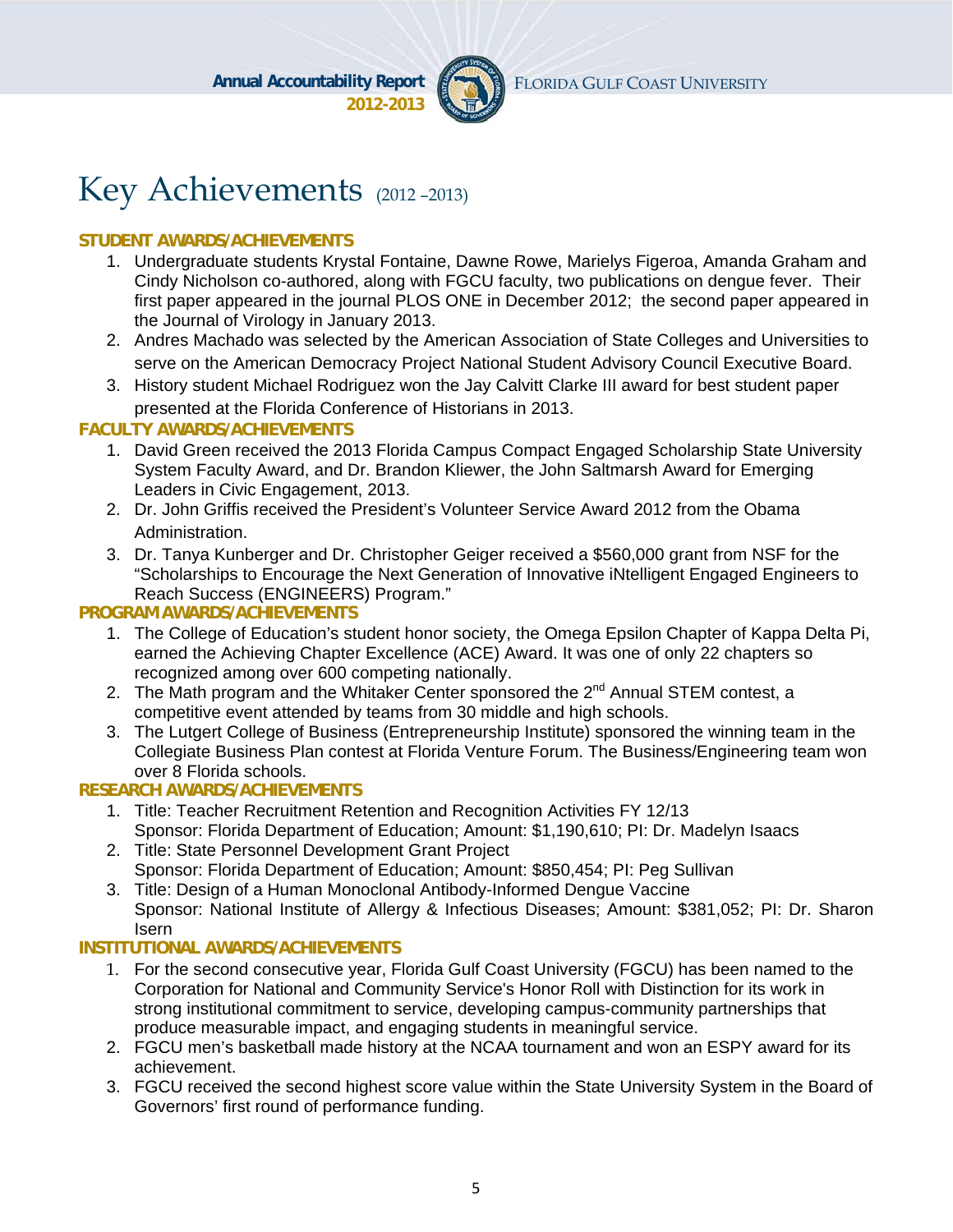# Key Achievements (2012 –2013)

**STUDENT AWARDS/ACHIEVEMENTS**

1. Undergraduate students Krystal Fontaine, Dawne Rowe, Marielys Figeroa, Amanda Graham and Cindy Nicholson co-authored, along with FGCU faculty, two publications on dengue fever. Their first paper appeared in the journal PLOS ONE in December 2012; the second paper appeared in the Journal of Virology in January 2013.
2. Andres Machado was selected by the American Association of State Colleges and Universities to serve on the American Democracy Project National Student Advisory Council Executive Board.
3. History student Michael Rodriguez won the Jay Calvitt Clarke III award for best student paper presented at the Florida Conference of Historians in 2013.

**FACULTY AWARDS/ACHIEVEMENTS**

1. David Green received the 2013 Florida Campus Compact Engaged Scholarship State University System Faculty Award, and Dr. Brandon Kliewer, the John Saltmarsh Award for Emerging Leaders in Civic Engagement, 2013.
2. Dr. John Griffis received the President's Volunteer Service Award 2012 from the Obama Administration.
3. Dr. Tanya Kunberger and Dr. Christopher Geiger received a $560,000 grant from NSF for the "Scholarships to Encourage the Next Generation of Innovative iNtelligent Engaged Engineers to Reach Success (ENGINEERS) Program."

**PROGRAM AWARDS/ACHIEVEMENTS**

1. The College of Education's student honor society, the Omega Epsilon Chapter of Kappa Delta Pi, earned the Achieving Chapter Excellence (ACE) Award. It was one of only 22 chapters so recognized among over 600 competing nationally.
2. The Math program and the Whitaker Center sponsored the 2nd Annual STEM contest, a competitive event attended by teams from 30 middle and high schools.
3. The Lutgert College of Business (Entrepreneurship Institute) sponsored the winning team in the Collegiate Business Plan contest at Florida Venture Forum. The Business/Engineering team won over 8 Florida schools.

**RESEARCH AWARDS/ACHIEVEMENTS**

1. Title: Teacher Recruitment Retention and Recognition Activities FY 12/13
   Sponsor: Florida Department of Education; Amount: $1,190,610; PI: Dr. Madelyn Isaacs
2. Title: State Personnel Development Grant Project
   Sponsor: Florida Department of Education; Amount: $850,454; PI: Peg Sullivan
3. Title: Design of a Human Monoclonal Antibody-Informed Dengue Vaccine
   Sponsor: National Institute of Allergy & Infectious Diseases; Amount: $381,052; PI: Dr. Sharon Isern

**INSTITUTIONAL AWARDS/ACHIEVEMENTS**

1. For the second consecutive year, Florida Gulf Coast University (FGCU) has been named to the Corporation for National and Community Service's Honor Roll with Distinction for its work in strong institutional commitment to service, developing campus-community partnerships that produce measurable impact, and engaging students in meaningful service.
2. FGCU men's basketball made history at the NCAA tournament and won an ESPY award for its achievement.
3. FGCU received the second highest score value within the State University System in the Board of Governors' first round of performance funding.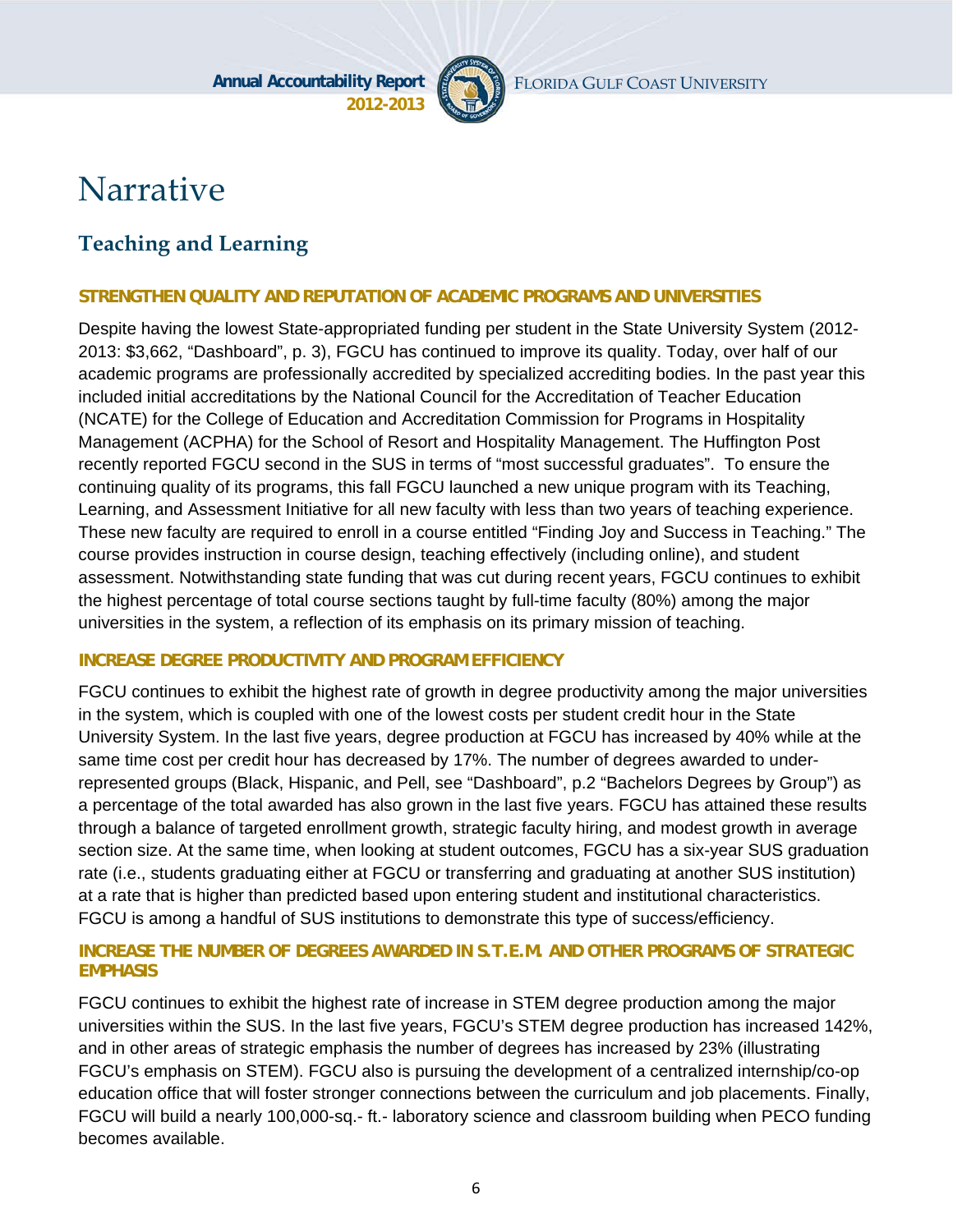# Narrative

## Teaching and Learning

### STRENGTHEN QUALITY AND REPUTATION OF ACADEMIC PROGRAMS AND UNIVERSITIES

Despite having the lowest State-appropriated funding per student in the State University System (2012-2013: $3,662, "Dashboard", p. 3), FGCU has continued to improve its quality. Today, over half of our academic programs are professionally accredited by specialized accrediting bodies. In the past year this included initial accreditations by the National Council for the Accreditation of Teacher Education (NCATE) for the College of Education and Accreditation Commission for Programs in Hospitality Management (ACPHA) for the School of Resort and Hospitality Management. The Huffington Post recently reported FGCU second in the SUS in terms of "most successful graduates". To ensure the continuing quality of its programs, this fall FGCU launched a new unique program with its Teaching, Learning, and Assessment Initiative for all new faculty with less than two years of teaching experience. These new faculty are required to enroll in a course entitled "Finding Joy and Success in Teaching." The course provides instruction in course design, teaching effectively (including online), and student assessment. Notwithstanding state funding that was cut during recent years, FGCU continues to exhibit the highest percentage of total course sections taught by full-time faculty (80%) among the major universities in the system, a reflection of its emphasis on its primary mission of teaching.

### INCREASE DEGREE PRODUCTIVITY AND PROGRAM EFFICIENCY

FGCU continues to exhibit the highest rate of growth in degree productivity among the major universities in the system, which is coupled with one of the lowest costs per student credit hour in the State University System. In the last five years, degree production at FGCU has increased by 40% while at the same time cost per credit hour has decreased by 17%. The number of degrees awarded to under-represented groups (Black, Hispanic, and Pell, see "Dashboard", p.2 "Bachelors Degrees by Group") as a percentage of the total awarded has also grown in the last five years. FGCU has attained these results through a balance of targeted enrollment growth, strategic faculty hiring, and modest growth in average section size. At the same time, when looking at student outcomes, FGCU has a six-year SUS graduation rate (i.e., students graduating either at FGCU or transferring and graduating at another SUS institution) at a rate that is higher than predicted based upon entering student and institutional characteristics. FGCU is among a handful of SUS institutions to demonstrate this type of success/efficiency.

### INCREASE THE NUMBER OF DEGREES AWARDED IN S.T.E.M. AND OTHER PROGRAMS OF STRATEGIC EMPHASIS

FGCU continues to exhibit the highest rate of increase in STEM degree production among the major universities within the SUS. In the last five years, FGCU's STEM degree production has increased 142%, and in other areas of strategic emphasis the number of degrees has increased by 23% (illustrating FGCU's emphasis on STEM). FGCU also is pursuing the development of a centralized internship/co-op education office that will foster stronger connections between the curriculum and job placements. Finally, FGCU will build a nearly 100,000-sq.- ft.- laboratory science and classroom building when PECO funding becomes available.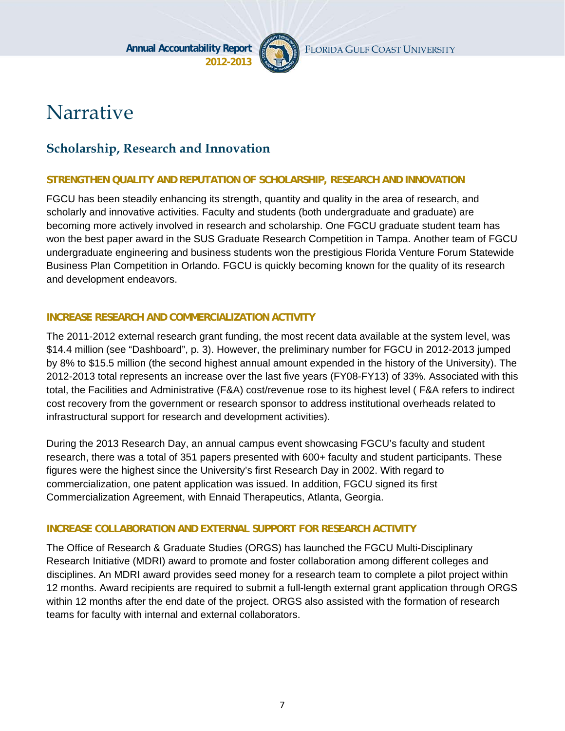# Narrative

## Scholarship, Research and Innovation

### STRENGTHEN QUALITY AND REPUTATION OF SCHOLARSHIP, RESEARCH AND INNOVATION

FGCU has been steadily enhancing its strength, quantity and quality in the area of research, and scholarly and innovative activities. Faculty and students (both undergraduate and graduate) are becoming more actively involved in research and scholarship. One FGCU graduate student team has won the best paper award in the SUS Graduate Research Competition in Tampa. Another team of FGCU undergraduate engineering and business students won the prestigious Florida Venture Forum Statewide Business Plan Competition in Orlando. FGCU is quickly becoming known for the quality of its research and development endeavors.

### INCREASE RESEARCH AND COMMERCIALIZATION ACTIVITY

The 2011-2012 external research grant funding, the most recent data available at the system level, was $14.4 million (see "Dashboard", p. 3). However, the preliminary number for FGCU in 2012-2013 jumped by 8% to $15.5 million (the second highest annual amount expended in the history of the University). The 2012-2013 total represents an increase over the last five years (FY08-FY13) of 33%. Associated with this total, the Facilities and Administrative (F&A) cost/revenue rose to its highest level ( F&A refers to indirect cost recovery from the government or research sponsor to address institutional overheads related to infrastructural support for research and development activities).

During the 2013 Research Day, an annual campus event showcasing FGCU's faculty and student research, there was a total of 351 papers presented with 600+ faculty and student participants. These figures were the highest since the University's first Research Day in 2002. With regard to commercialization, one patent application was issued. In addition, FGCU signed its first Commercialization Agreement, with Ennaid Therapeutics, Atlanta, Georgia.

### INCREASE COLLABORATION AND EXTERNAL SUPPORT FOR RESEARCH ACTIVITY

The Office of Research & Graduate Studies (ORGS) has launched the FGCU Multi-Disciplinary Research Initiative (MDRI) award to promote and foster collaboration among different colleges and disciplines. An MDRI award provides seed money for a research team to complete a pilot project within 12 months. Award recipients are required to submit a full-length external grant application through ORGS within 12 months after the end date of the project. ORGS also assisted with the formation of research teams for faculty with internal and external collaborators.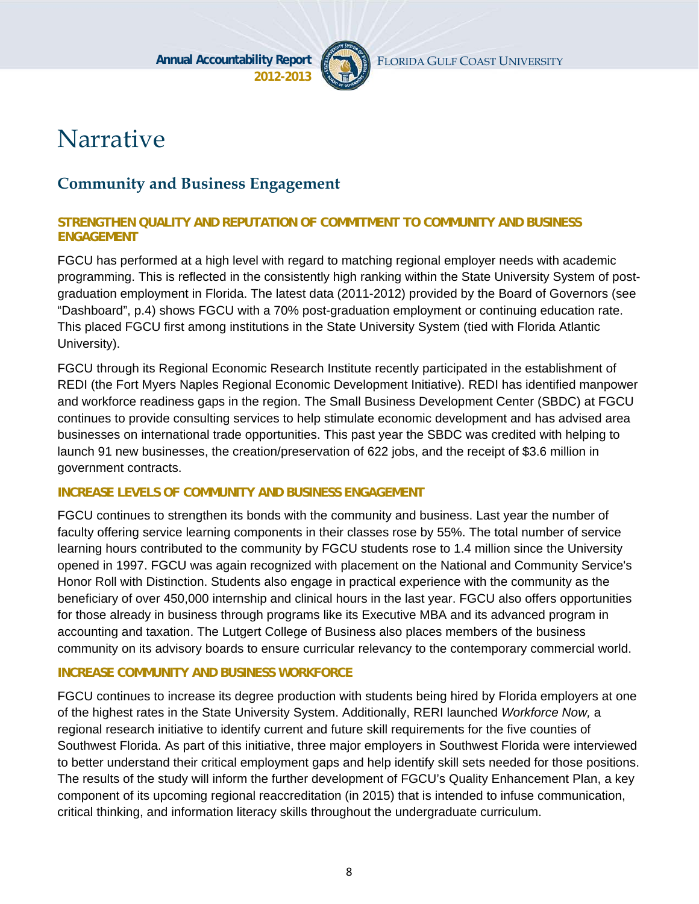# Narrative

## Community and Business Engagement

### STRENGTHEN QUALITY AND REPUTATION OF COMMITMENT TO COMMUNITY AND BUSINESS ENGAGEMENT

FGCU has performed at a high level with regard to matching regional employer needs with academic programming. This is reflected in the consistently high ranking within the State University System of post-graduation employment in Florida. The latest data (2011-2012) provided by the Board of Governors (see "Dashboard", p.4) shows FGCU with a 70% post-graduation employment or continuing education rate. This placed FGCU first among institutions in the State University System (tied with Florida Atlantic University).

FGCU through its Regional Economic Research Institute recently participated in the establishment of REDI (the Fort Myers Naples Regional Economic Development Initiative). REDI has identified manpower and workforce readiness gaps in the region. The Small Business Development Center (SBDC) at FGCU continues to provide consulting services to help stimulate economic development and has advised area businesses on international trade opportunities. This past year the SBDC was credited with helping to launch 91 new businesses, the creation/preservation of 622 jobs, and the receipt of $3.6 million in government contracts.

### INCREASE LEVELS OF COMMUNITY AND BUSINESS ENGAGEMENT

FGCU continues to strengthen its bonds with the community and business. Last year the number of faculty offering service learning components in their classes rose by 55%. The total number of service learning hours contributed to the community by FGCU students rose to 1.4 million since the University opened in 1997. FGCU was again recognized with placement on the National and Community Service's Honor Roll with Distinction. Students also engage in practical experience with the community as the beneficiary of over 450,000 internship and clinical hours in the last year. FGCU also offers opportunities for those already in business through programs like its Executive MBA and its advanced program in accounting and taxation. The Lutgert College of Business also places members of the business community on its advisory boards to ensure curricular relevancy to the contemporary commercial world.

### INCREASE COMMUNITY AND BUSINESS WORKFORCE

FGCU continues to increase its degree production with students being hired by Florida employers at one of the highest rates in the State University System. Additionally, RERI launched *Workforce Now,* a regional research initiative to identify current and future skill requirements for the five counties of Southwest Florida. As part of this initiative, three major employers in Southwest Florida were interviewed to better understand their critical employment gaps and help identify skill sets needed for those positions. The results of the study will inform the further development of FGCU's Quality Enhancement Plan, a key component of its upcoming regional reaccreditation (in 2015) that is intended to infuse communication, critical thinking, and information literacy skills throughout the undergraduate curriculum.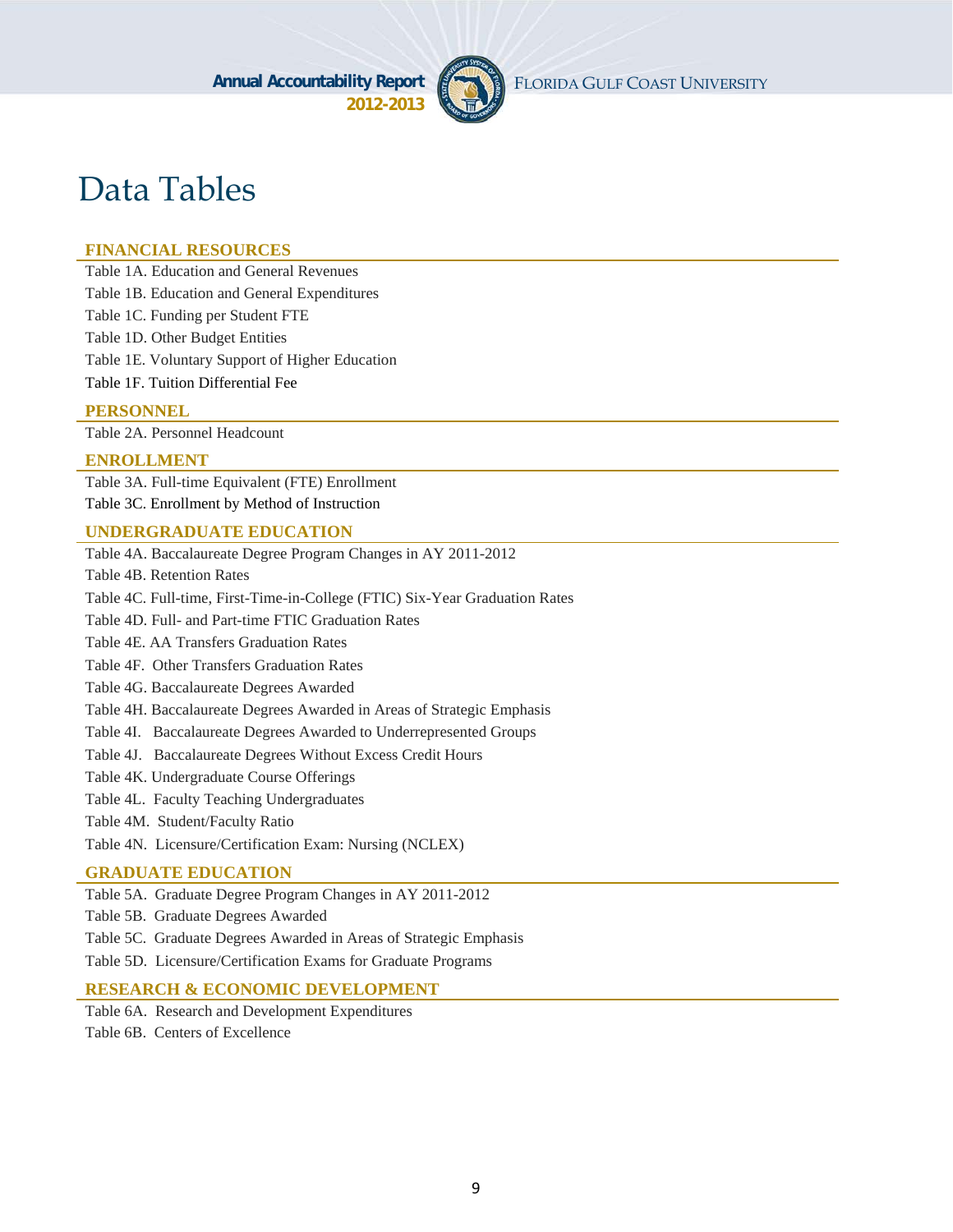# Data Tables

## FINANCIAL RESOURCES

Table 1A. Education and General Revenues

Table 1B. Education and General Expenditures

Table 1C. Funding per Student FTE

Table 1D. Other Budget Entities

Table 1E. Voluntary Support of Higher Education

Table 1F. Tuition Differential Fee

## PERSONNEL

Table 2A. Personnel Headcount

## ENROLLMENT

Table 3A. Full-time Equivalent (FTE) Enrollment

Table 3C. Enrollment by Method of Instruction

## UNDERGRADUATE EDUCATION

Table 4A. Baccalaureate Degree Program Changes in AY 2011-2012

Table 4B. Retention Rates

Table 4C. Full-time, First-Time-in-College (FTIC) Six-Year Graduation Rates

Table 4D. Full- and Part-time FTIC Graduation Rates

Table 4E. AA Transfers Graduation Rates

Table 4F. Other Transfers Graduation Rates

Table 4G. Baccalaureate Degrees Awarded

Table 4H. Baccalaureate Degrees Awarded in Areas of Strategic Emphasis

Table 4I. Baccalaureate Degrees Awarded to Underrepresented Groups

Table 4J. Baccalaureate Degrees Without Excess Credit Hours

Table 4K. Undergraduate Course Offerings

Table 4L. Faculty Teaching Undergraduates

Table 4M. Student/Faculty Ratio

Table 4N. Licensure/Certification Exam: Nursing (NCLEX)

## GRADUATE EDUCATION

Table 5A. Graduate Degree Program Changes in AY 2011-2012

Table 5B. Graduate Degrees Awarded

Table 5C. Graduate Degrees Awarded in Areas of Strategic Emphasis

Table 5D. Licensure/Certification Exams for Graduate Programs

## RESEARCH & ECONOMIC DEVELOPMENT

Table 6A. Research and Development Expenditures

Table 6B. Centers of Excellence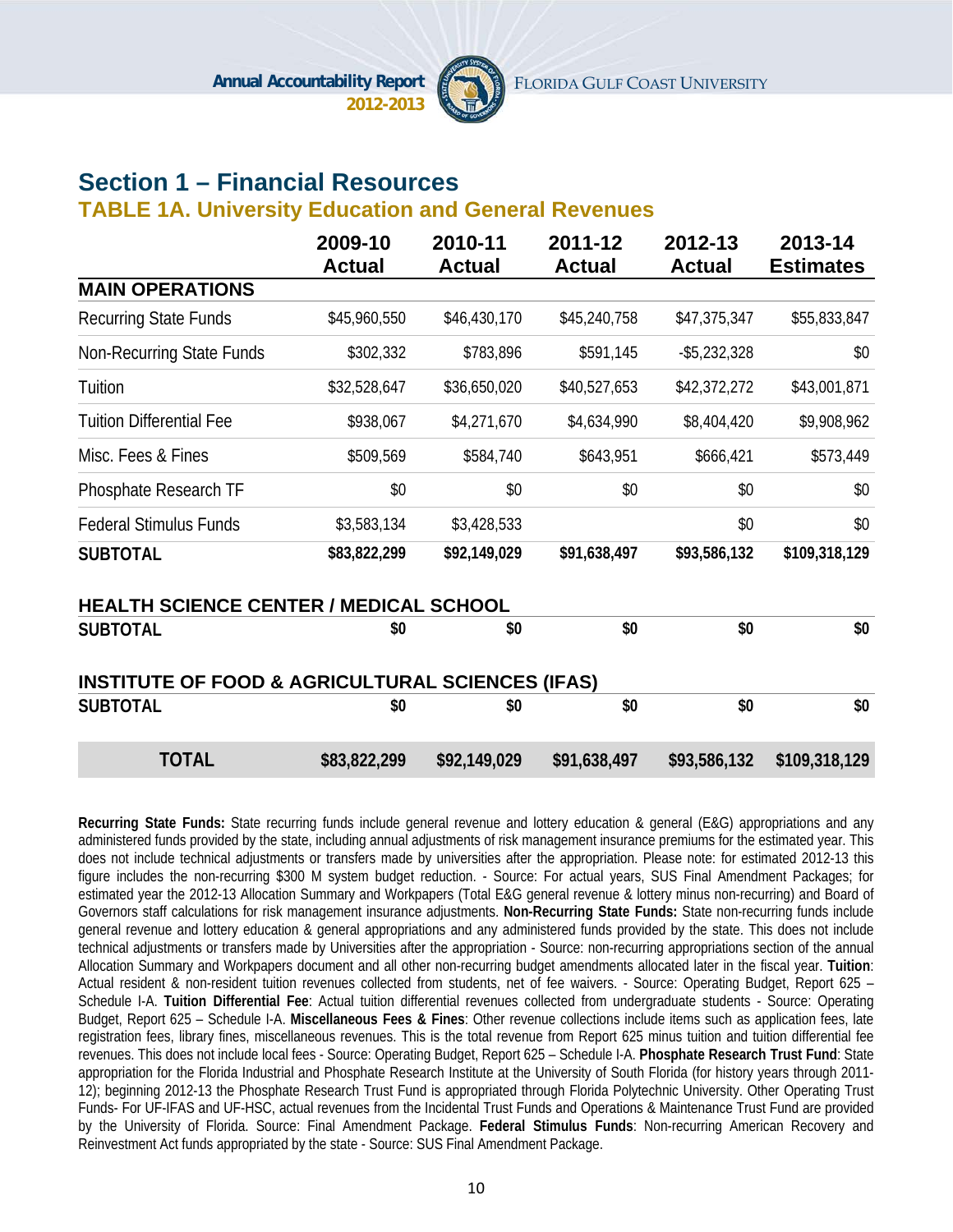# Section 1 – Financial Resources

## TABLE 1A. University Education and General Revenues

| | 2009-10 Actual | 2010-11 Actual | 2011-12 Actual | 2012-13 Actual | 2013-14 Estimates |
|---|---|---|---|---|---|
| **MAIN OPERATIONS** | | | | | |
| Recurring State Funds | $45,960,550 | $46,430,170 | $45,240,758 | $47,375,347 | $55,833,847 |
| Non-Recurring State Funds | $302,332 | $783,896 | $591,145 | -$5,232,328 | $0 |
| Tuition | $32,528,647 | $36,650,020 | $40,527,653 | $42,372,272 | $43,001,871 |
| Tuition Differential Fee | $938,067 | $4,271,670 | $4,634,990 | $8,404,420 | $9,908,962 |
| Misc. Fees & Fines | $509,569 | $584,740 | $643,951 | $666,421 | $573,449 |
| Phosphate Research TF | $0 | $0 | $0 | $0 | $0 |
| Federal Stimulus Funds | $3,583,134 | $3,428,533 | | $0 | $0 |
| **SUBTOTAL** | **$83,822,299** | **$92,149,029** | **$91,638,497** | **$93,586,132** | **$109,318,129** |
| **HEALTH SCIENCE CENTER / MEDICAL SCHOOL** | | | | | |
| **SUBTOTAL** | **$0** | **$0** | **$0** | **$0** | **$0** |
| **INSTITUTE OF FOOD & AGRICULTURAL SCIENCES (IFAS)** | | | | | |
| **SUBTOTAL** | **$0** | **$0** | **$0** | **$0** | **$0** |
| **TOTAL** | **$83,822,299** | **$92,149,029** | **$91,638,497** | **$93,586,132** | **$109,318,129** |

**Recurring State Funds:** State recurring funds include general revenue and lottery education & general (E&G) appropriations and any administered funds provided by the state, including annual adjustments of risk management insurance premiums for the estimated year. This does not include technical adjustments or transfers made by universities after the appropriation. Please note: for estimated 2012-13 this figure includes the non-recurring $300 M system budget reduction. - Source: For actual years, SUS Final Amendment Packages; for estimated year the 2012-13 Allocation Summary and Workpapers (Total E&G general revenue & lottery minus non-recurring) and Board of Governors staff calculations for risk management insurance adjustments. **Non-Recurring State Funds:** State non-recurring funds include general revenue and lottery education & general appropriations and any administered funds provided by the state. This does not include technical adjustments or transfers made by Universities after the appropriation - Source: non-recurring appropriations section of the annual Allocation Summary and Workpapers document and all other non-recurring budget amendments allocated later in the fiscal year. **Tuition**: Actual resident & non-resident tuition revenues collected from students, net of fee waivers. - Source: Operating Budget, Report 625 – Schedule I-A. **Tuition Differential Fee**: Actual tuition differential revenues collected from undergraduate students - Source: Operating Budget, Report 625 – Schedule I-A. **Miscellaneous Fees & Fines**: Other revenue collections include items such as application fees, late registration fees, library fines, miscellaneous revenues. This is the total revenue from Report 625 minus tuition and tuition differential fee revenues. This does not include local fees - Source: Operating Budget, Report 625 – Schedule I-A. **Phosphate Research Trust Fund**: State appropriation for the Florida Industrial and Phosphate Research Institute at the University of South Florida (for history years through 2011-12); beginning 2012-13 the Phosphate Research Trust Fund is appropriated through Florida Polytechnic University. Other Operating Trust Funds- For UF-IFAS and UF-HSC, actual revenues from the Incidental Trust Funds and Operations & Maintenance Trust Fund are provided by the University of Florida. Source: Final Amendment Package. **Federal Stimulus Funds**: Non-recurring American Recovery and Reinvestment Act funds appropriated by the state - Source: SUS Final Amendment Package.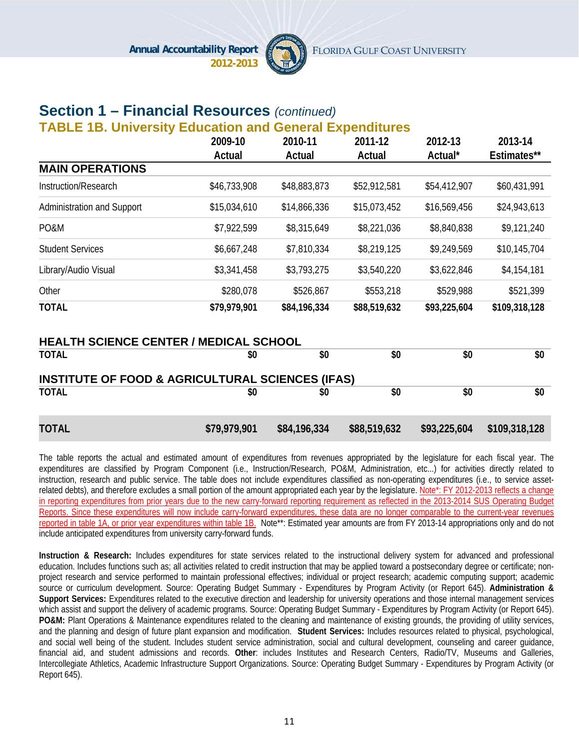## Section 1 – Financial Resources *(continued)*

### TABLE 1B. University Education and General Expenditures

| | 2009-10 Actual | 2010-11 Actual | 2011-12 Actual | 2012-13 Actual* | 2013-14 Estimates** |
|---|---|---|---|---|---|
| **MAIN OPERATIONS** | | | | | |
| Instruction/Research | $46,733,908 | $48,883,873 | $52,912,581 | $54,412,907 | $60,431,991 |
| Administration and Support | $15,034,610 | $14,866,336 | $15,073,452 | $16,569,456 | $24,943,613 |
| PO&M | $7,922,599 | $8,315,649 | $8,221,036 | $8,840,838 | $9,121,240 |
| Student Services | $6,667,248 | $7,810,334 | $8,219,125 | $9,249,569 | $10,145,704 |
| Library/Audio Visual | $3,341,458 | $3,793,275 | $3,540,220 | $3,622,846 | $4,154,181 |
| Other | $280,078 | $526,867 | $553,218 | $529,988 | $521,399 |
| **TOTAL** | **$79,979,901** | **$84,196,334** | **$88,519,632** | **$93,225,604** | **$109,318,128** |
| **HEALTH SCIENCE CENTER / MEDICAL SCHOOL** | | | | | |
| **TOTAL** | **$0** | **$0** | **$0** | **$0** | **$0** |
| **INSTITUTE OF FOOD & AGRICULTURAL SCIENCES (IFAS)** | | | | | |
| **TOTAL** | **$0** | **$0** | **$0** | **$0** | **$0** |
| **TOTAL** | **$79,979,901** | **$84,196,334** | **$88,519,632** | **$93,225,604** | **$109,318,128** |

The table reports the actual and estimated amount of expenditures from revenues appropriated by the legislature for each fiscal year. The expenditures are classified by Program Component (i.e., Instruction/Research, PO&M, Administration, etc...) for activities directly related to instruction, research and public service. The table does not include expenditures classified as non-operating expenditures (i.e., to service asset-related debts), and therefore excludes a small portion of the amount appropriated each year by the legislature. Note*: FY 2012-2013 reflects a change in reporting expenditures from prior years due to the new carry-forward reporting requirement as reflected in the 2013-2014 SUS Operating Budget Reports. Since these expenditures will now include carry-forward expenditures, these data are no longer comparable to the current-year revenues reported in table 1A, or prior year expenditures within table 1B. Note**: Estimated year amounts are from FY 2013-14 appropriations only and do not include anticipated expenditures from university carry-forward funds.

**Instruction & Research:** Includes expenditures for state services related to the instructional delivery system for advanced and professional education. Includes functions such as; all activities related to credit instruction that may be applied toward a postsecondary degree or certificate; non-project research and service performed to maintain professional effectives; individual or project research; academic computing support; academic source or curriculum development. Source: Operating Budget Summary - Expenditures by Program Activity (or Report 645). **Administration & Support Services:** Expenditures related to the executive direction and leadership for university operations and those internal management services which assist and support the delivery of academic programs. Source: Operating Budget Summary - Expenditures by Program Activity (or Report 645). **PO&M:** Plant Operations & Maintenance expenditures related to the cleaning and maintenance of existing grounds, the providing of utility services, and the planning and design of future plant expansion and modification. **Student Services:** Includes resources related to physical, psychological, and social well being of the student. Includes student service administration, social and cultural development, counseling and career guidance, financial aid, and student admissions and records. **Other**: includes Institutes and Research Centers, Radio/TV, Museums and Galleries, Intercollegiate Athletics, Academic Infrastructure Support Organizations. Source: Operating Budget Summary - Expenditures by Program Activity (or Report 645).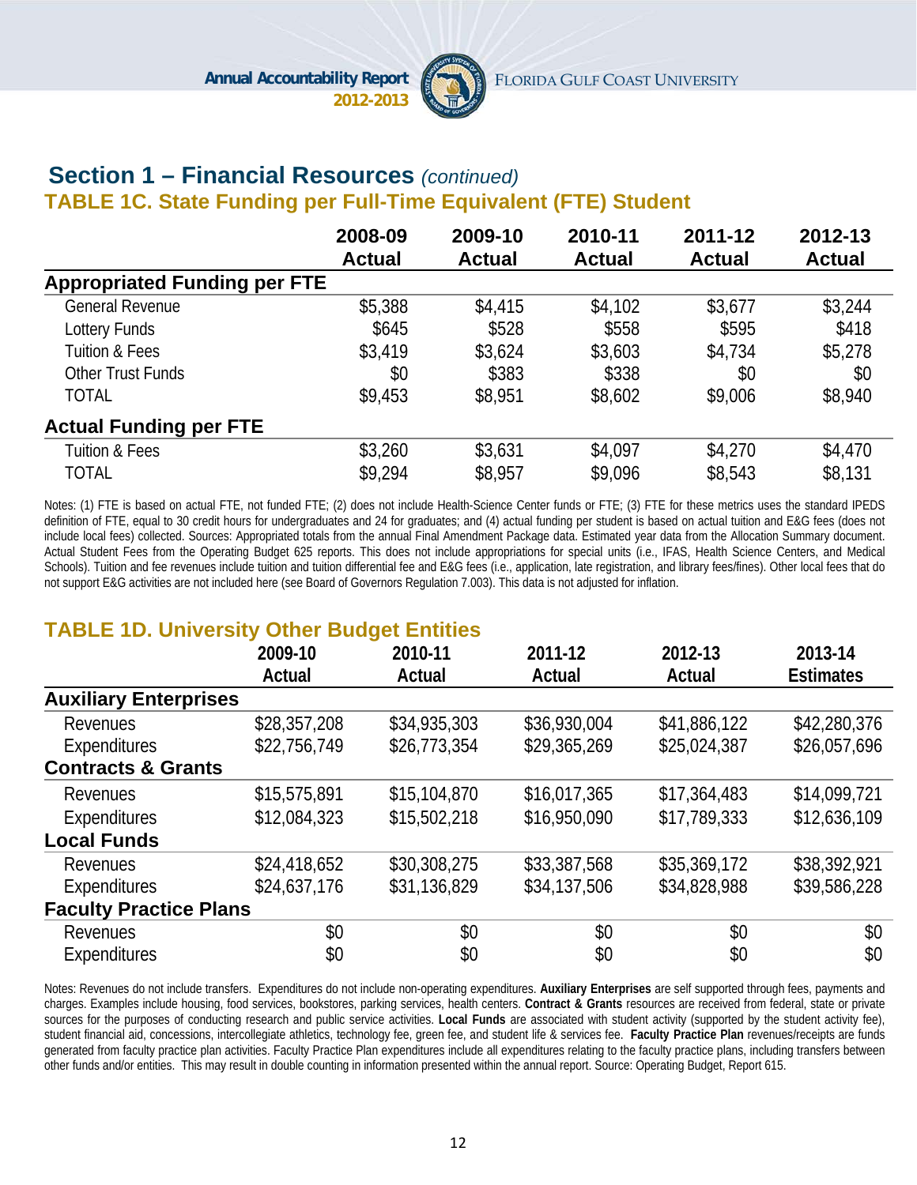## Section 1 – Financial Resources *(continued)*

### TABLE 1C. State Funding per Full-Time Equivalent (FTE) Student

| | 2008-09 Actual | 2009-10 Actual | 2010-11 Actual | 2011-12 Actual | 2012-13 Actual |
|---|---|---|---|---|---|
| **Appropriated Funding per FTE** | | | | | |
| General Revenue | $5,388 | $4,415 | $4,102 | $3,677 | $3,244 |
| Lottery Funds | $645 | $528 | $558 | $595 | $418 |
| Tuition & Fees | $3,419 | $3,624 | $3,603 | $4,734 | $5,278 |
| Other Trust Funds | $0 | $383 | $338 | $0 | $0 |
| TOTAL | $9,453 | $8,951 | $8,602 | $9,006 | $8,940 |
| **Actual Funding per FTE** | | | | | |
| Tuition & Fees | $3,260 | $3,631 | $4,097 | $4,270 | $4,470 |
| TOTAL | $9,294 | $8,957 | $9,096 | $8,543 | $8,131 |

Notes: (1) FTE is based on actual FTE, not funded FTE; (2) does not include Health-Science Center funds or FTE; (3) FTE for these metrics uses the standard IPEDS definition of FTE, equal to 30 credit hours for undergraduates and 24 for graduates; and (4) actual funding per student is based on actual tuition and E&G fees (does not include local fees) collected. Sources: Appropriated totals from the annual Final Amendment Package data. Estimated year data from the Allocation Summary document. Actual Student Fees from the Operating Budget 625 reports. This does not include appropriations for special units (i.e., IFAS, Health Science Centers, and Medical Schools). Tuition and fee revenues include tuition and tuition differential fee and E&G fees (i.e., application, late registration, and library fees/fines). Other local fees that do not support E&G activities are not included here (see Board of Governors Regulation 7.003). This data is not adjusted for inflation.

### TABLE 1D. University Other Budget Entities

| | 2009-10 Actual | 2010-11 Actual | 2011-12 Actual | 2012-13 Actual | 2013-14 Estimates |
|---|---|---|---|---|---|
| **Auxiliary Enterprises** | | | | | |
| Revenues | $28,357,208 | $34,935,303 | $36,930,004 | $41,886,122 | $42,280,376 |
| Expenditures | $22,756,749 | $26,773,354 | $29,365,269 | $25,024,387 | $26,057,696 |
| **Contracts & Grants** | | | | | |
| Revenues | $15,575,891 | $15,104,870 | $16,017,365 | $17,364,483 | $14,099,721 |
| Expenditures | $12,084,323 | $15,502,218 | $16,950,090 | $17,789,333 | $12,636,109 |
| **Local Funds** | | | | | |
| Revenues | $24,418,652 | $30,308,275 | $33,387,568 | $35,369,172 | $38,392,921 |
| Expenditures | $24,637,176 | $31,136,829 | $34,137,506 | $34,828,988 | $39,586,228 |
| **Faculty Practice Plans** | | | | | |
| Revenues | $0 | $0 | $0 | $0 | $0 |
| Expenditures | $0 | $0 | $0 | $0 | $0 |

Notes: Revenues do not include transfers. Expenditures do not include non-operating expenditures. **Auxiliary Enterprises** are self supported through fees, payments and charges. Examples include housing, food services, bookstores, parking services, health centers. **Contract & Grants** resources are received from federal, state or private sources for the purposes of conducting research and public service activities. **Local Funds** are associated with student activity (supported by the student activity fee), student financial aid, concessions, intercollegiate athletics, technology fee, green fee, and student life & services fee. **Faculty Practice Plan** revenues/receipts are funds generated from faculty practice plan activities. Faculty Practice Plan expenditures include all expenditures relating to the faculty practice plans, including transfers between other funds and/or entities. This may result in double counting in information presented within the annual report. Source: Operating Budget, Report 615.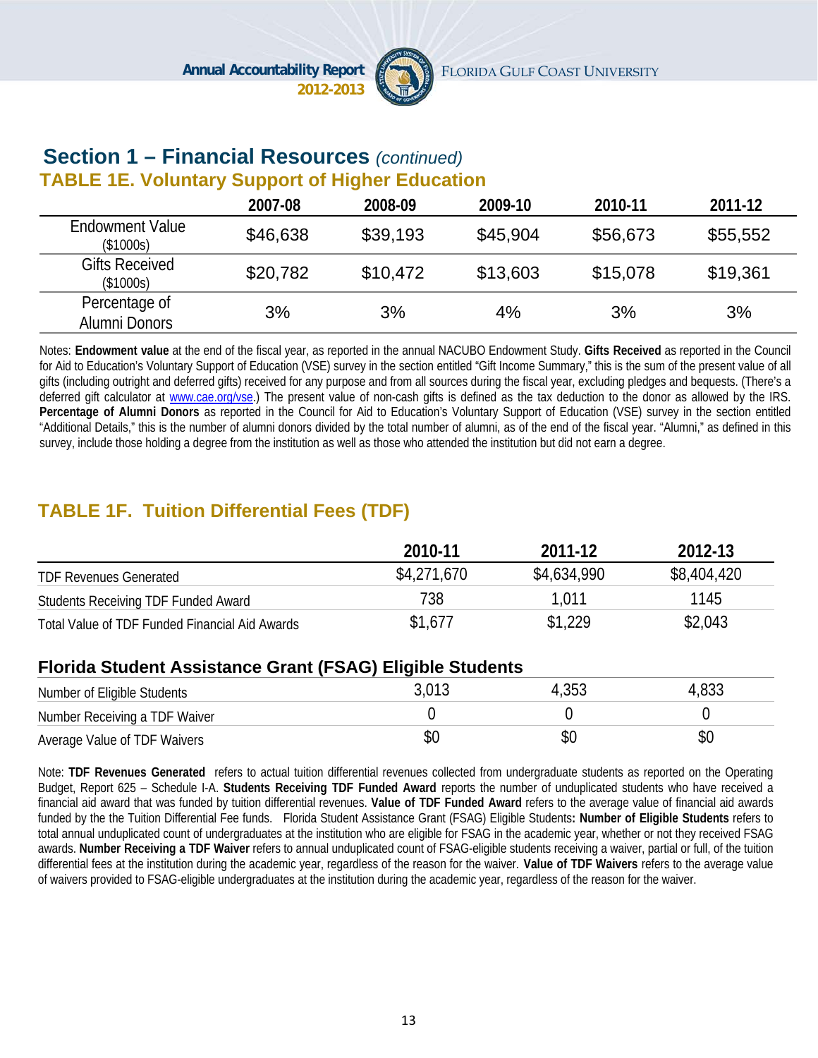## Section 1 – Financial Resources *(continued)*

### TABLE 1E. Voluntary Support of Higher Education

| | 2007-08 | 2008-09 | 2009-10 | 2010-11 | 2011-12 |
|---|---|---|---|---|---|
| Endowment Value ($1000s) | $46,638 | $39,193 | $45,904 | $56,673 | $55,552 |
| Gifts Received ($1000s) | $20,782 | $10,472 | $13,603 | $15,078 | $19,361 |
| Percentage of Alumni Donors | 3% | 3% | 4% | 3% | 3% |

Notes: **Endowment value** at the end of the fiscal year, as reported in the annual NACUBO Endowment Study. **Gifts Received** as reported in the Council for Aid to Education's Voluntary Support of Education (VSE) survey in the section entitled "Gift Income Summary," this is the sum of the present value of all gifts (including outright and deferred gifts) received for any purpose and from all sources during the fiscal year, excluding pledges and bequests. (There's a deferred gift calculator at www.cae.org/vse.) The present value of non-cash gifts is defined as the tax deduction to the donor as allowed by the IRS. **Percentage of Alumni Donors** as reported in the Council for Aid to Education's Voluntary Support of Education (VSE) survey in the section entitled "Additional Details," this is the number of alumni donors divided by the total number of alumni, as of the end of the fiscal year. "Alumni," as defined in this survey, include those holding a degree from the institution as well as those who attended the institution but did not earn a degree.

### TABLE 1F. Tuition Differential Fees (TDF)

| | 2010-11 | 2011-12 | 2012-13 |
|---|---|---|---|
| TDF Revenues Generated | $4,271,670 | $4,634,990 | $8,404,420 |
| Students Receiving TDF Funded Award | 738 | 1,011 | 1145 |
| Total Value of TDF Funded Financial Aid Awards | $1,677 | $1,229 | $2,043 |
| **Florida Student Assistance Grant (FSAG) Eligible Students** | | | |
| Number of Eligible Students | 3,013 | 4,353 | 4,833 |
| Number Receiving a TDF Waiver | 0 | 0 | 0 |
| Average Value of TDF Waivers | $0 | $0 | $0 |

Note: **TDF Revenues Generated** refers to actual tuition differential revenues collected from undergraduate students as reported on the Operating Budget, Report 625 – Schedule I-A. **Students Receiving TDF Funded Award** reports the number of unduplicated students who have received a financial aid award that was funded by tuition differential revenues. **Value of TDF Funded Award** refers to the average value of financial aid awards funded by the the Tuition Differential Fee funds. Florida Student Assistance Grant (FSAG) Eligible Students**: Number of Eligible Students** refers to total annual unduplicated count of undergraduates at the institution who are eligible for FSAG in the academic year, whether or not they received FSAG awards. **Number Receiving a TDF Waiver** refers to annual unduplicated count of FSAG-eligible students receiving a waiver, partial or full, of the tuition differential fees at the institution during the academic year, regardless of the reason for the waiver. **Value of TDF Waivers** refers to the average value of waivers provided to FSAG-eligible undergraduates at the institution during the academic year, regardless of the reason for the waiver.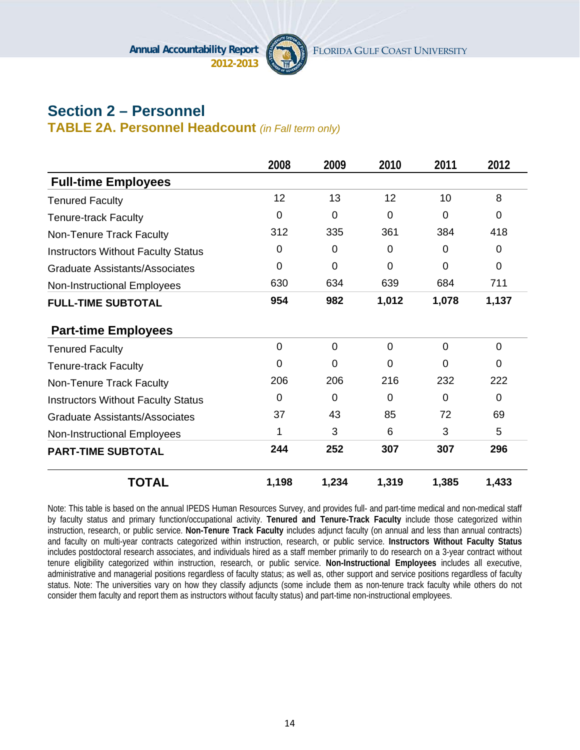## Section 2 – Personnel

### TABLE 2A. Personnel Headcount *(in Fall term only)*

| | 2008 | 2009 | 2010 | 2011 | 2012 |
|---|---|---|---|---|---|
| **Full-time Employees** | | | | | |
| Tenured Faculty | 12 | 13 | 12 | 10 | 8 |
| Tenure-track Faculty | 0 | 0 | 0 | 0 | 0 |
| Non-Tenure Track Faculty | 312 | 335 | 361 | 384 | 418 |
| Instructors Without Faculty Status | 0 | 0 | 0 | 0 | 0 |
| Graduate Assistants/Associates | 0 | 0 | 0 | 0 | 0 |
| Non-Instructional Employees | 630 | 634 | 639 | 684 | 711 |
| **FULL-TIME SUBTOTAL** | **954** | **982** | **1,012** | **1,078** | **1,137** |
| **Part-time Employees** | | | | | |
| Tenured Faculty | 0 | 0 | 0 | 0 | 0 |
| Tenure-track Faculty | 0 | 0 | 0 | 0 | 0 |
| Non-Tenure Track Faculty | 206 | 206 | 216 | 232 | 222 |
| Instructors Without Faculty Status | 0 | 0 | 0 | 0 | 0 |
| Graduate Assistants/Associates | 37 | 43 | 85 | 72 | 69 |
| Non-Instructional Employees | 1 | 3 | 6 | 3 | 5 |
| **PART-TIME SUBTOTAL** | **244** | **252** | **307** | **307** | **296** |
| **TOTAL** | **1,198** | **1,234** | **1,319** | **1,385** | **1,433** |

Note: This table is based on the annual IPEDS Human Resources Survey, and provides full- and part-time medical and non-medical staff by faculty status and primary function/occupational activity. **Tenured and Tenure-Track Faculty** include those categorized within instruction, research, or public service. **Non-Tenure Track Faculty** includes adjunct faculty (on annual and less than annual contracts) and faculty on multi-year contracts categorized within instruction, research, or public service. **Instructors Without Faculty Status** includes postdoctoral research associates, and individuals hired as a staff member primarily to do research on a 3-year contract without tenure eligibility categorized within instruction, research, or public service. **Non-Instructional Employees** includes all executive, administrative and managerial positions regardless of faculty status; as well as, other support and service positions regardless of faculty status. Note: The universities vary on how they classify adjuncts (some include them as non-tenure track faculty while others do not consider them faculty and report them as instructors without faculty status) and part-time non-instructional employees.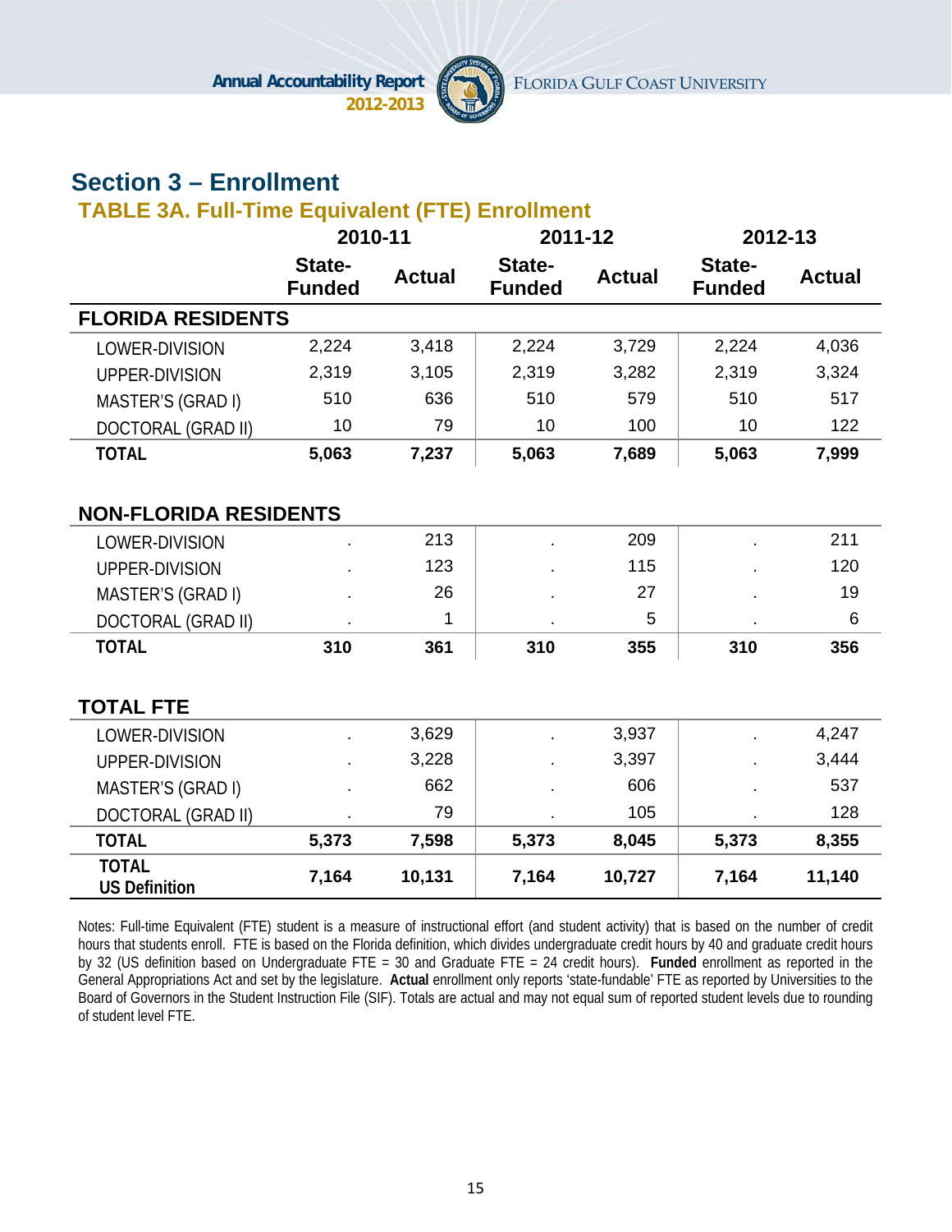## Section 3 – Enrollment

### TABLE 3A. Full-Time Equivalent (FTE) Enrollment

| | 2010-11 | | 2011-12 | | 2012-13 | |
|---|---|---|---|---|---|---|
| | State-Funded | Actual | State-Funded | Actual | State-Funded | Actual |
| **FLORIDA RESIDENTS** | | | | | | |
| LOWER-DIVISION | 2,224 | 3,418 | 2,224 | 3,729 | 2,224 | 4,036 |
| UPPER-DIVISION | 2,319 | 3,105 | 2,319 | 3,282 | 2,319 | 3,324 |
| MASTER'S (GRAD I) | 510 | 636 | 510 | 579 | 510 | 517 |
| DOCTORAL (GRAD II) | 10 | 79 | 10 | 100 | 10 | 122 |
| **TOTAL** | **5,063** | **7,237** | **5,063** | **7,689** | **5,063** | **7,999** |
| **NON-FLORIDA RESIDENTS** | | | | | | |
| LOWER-DIVISION | . | 213 | . | 209 | . | 211 |
| UPPER-DIVISION | . | 123 | . | 115 | . | 120 |
| MASTER'S (GRAD I) | . | 26 | . | 27 | . | 19 |
| DOCTORAL (GRAD II) | . | 1 | . | 5 | . | 6 |
| **TOTAL** | **310** | **361** | **310** | **355** | **310** | **356** |
| **TOTAL FTE** | | | | | | |
| LOWER-DIVISION | . | 3,629 | . | 3,937 | . | 4,247 |
| UPPER-DIVISION | . | 3,228 | . | 3,397 | . | 3,444 |
| MASTER'S (GRAD I) | . | 662 | . | 606 | . | 537 |
| DOCTORAL (GRAD II) | . | 79 | . | 105 | . | 128 |
| **TOTAL** | **5,373** | **7,598** | **5,373** | **8,045** | **5,373** | **8,355** |
| **TOTAL US Definition** | **7,164** | **10,131** | **7,164** | **10,727** | **7,164** | **11,140** |

Notes: Full-time Equivalent (FTE) student is a measure of instructional effort (and student activity) that is based on the number of credit hours that students enroll. FTE is based on the Florida definition, which divides undergraduate credit hours by 40 and graduate credit hours by 32 (US definition based on Undergraduate FTE = 30 and Graduate FTE = 24 credit hours). **Funded** enrollment as reported in the General Appropriations Act and set by the legislature. **Actual** enrollment only reports 'state-fundable' FTE as reported by Universities to the Board of Governors in the Student Instruction File (SIF). Totals are actual and may not equal sum of reported student levels due to rounding of student level FTE.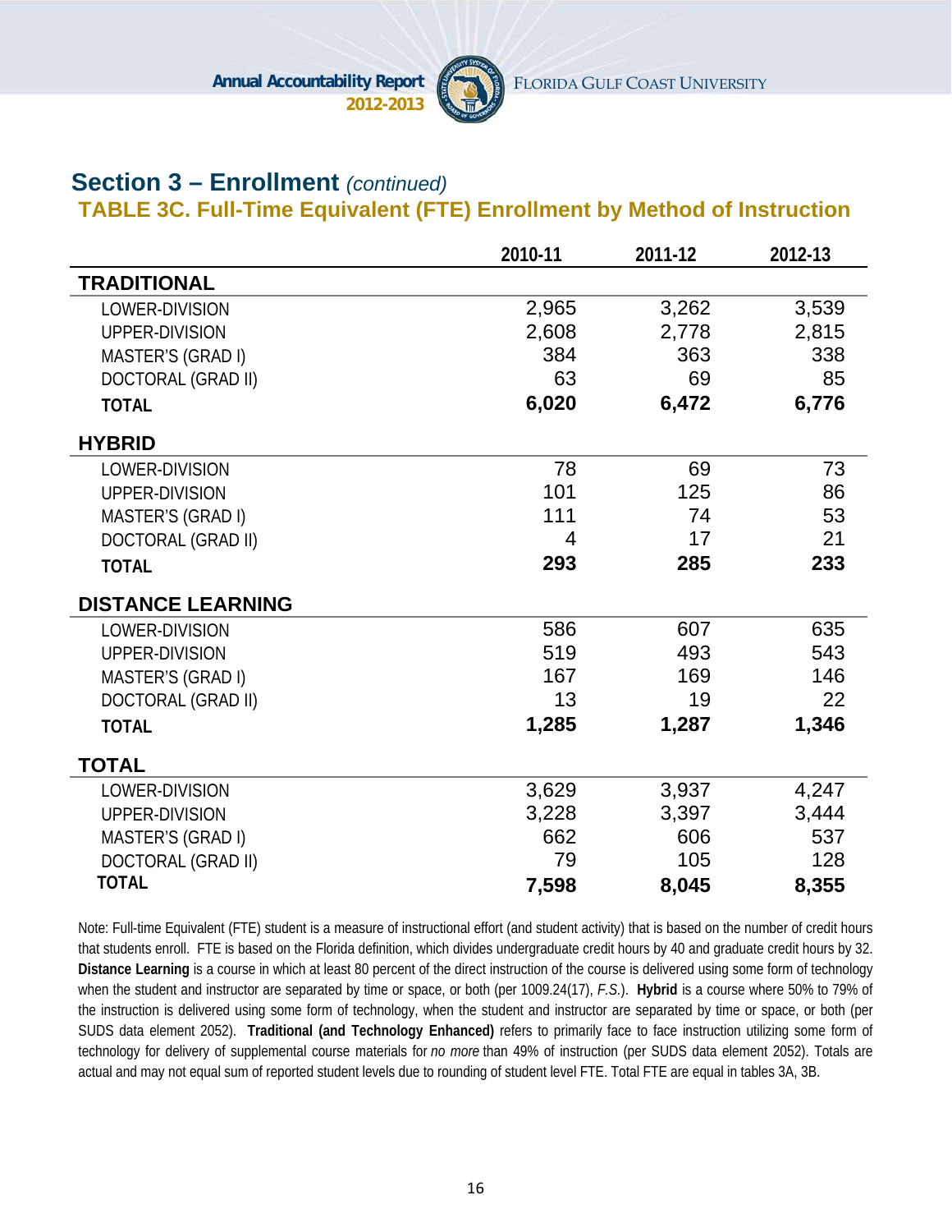## Section 3 – Enrollment *(continued)*

### TABLE 3C. Full-Time Equivalent (FTE) Enrollment by Method of Instruction

| | 2010-11 | 2011-12 | 2012-13 |
|---|---|---|---|
| **TRADITIONAL** | | | |
| LOWER-DIVISION | 2,965 | 3,262 | 3,539 |
| UPPER-DIVISION | 2,608 | 2,778 | 2,815 |
| MASTER'S (GRAD I) | 384 | 363 | 338 |
| DOCTORAL (GRAD II) | 63 | 69 | 85 |
| **TOTAL** | **6,020** | **6,472** | **6,776** |
| **HYBRID** | | | |
| LOWER-DIVISION | 78 | 69 | 73 |
| UPPER-DIVISION | 101 | 125 | 86 |
| MASTER'S (GRAD I) | 111 | 74 | 53 |
| DOCTORAL (GRAD II) | 4 | 17 | 21 |
| **TOTAL** | **293** | **285** | **233** |
| **DISTANCE LEARNING** | | | |
| LOWER-DIVISION | 586 | 607 | 635 |
| UPPER-DIVISION | 519 | 493 | 543 |
| MASTER'S (GRAD I) | 167 | 169 | 146 |
| DOCTORAL (GRAD II) | 13 | 19 | 22 |
| **TOTAL** | **1,285** | **1,287** | **1,346** |
| **TOTAL** | | | |
| LOWER-DIVISION | 3,629 | 3,937 | 4,247 |
| UPPER-DIVISION | 3,228 | 3,397 | 3,444 |
| MASTER'S (GRAD I) | 662 | 606 | 537 |
| DOCTORAL (GRAD II) | 79 | 105 | 128 |
| **TOTAL** | **7,598** | **8,045** | **8,355** |

Note: Full-time Equivalent (FTE) student is a measure of instructional effort (and student activity) that is based on the number of credit hours that students enroll. FTE is based on the Florida definition, which divides undergraduate credit hours by 40 and graduate credit hours by 32. **Distance Learning** is a course in which at least 80 percent of the direct instruction of the course is delivered using some form of technology when the student and instructor are separated by time or space, or both (per 1009.24(17), *F.S.*). **Hybrid** is a course where 50% to 79% of the instruction is delivered using some form of technology, when the student and instructor are separated by time or space, or both (per SUDS data element 2052). **Traditional (and Technology Enhanced)** refers to primarily face to face instruction utilizing some form of technology for delivery of supplemental course materials for *no more* than 49% of instruction (per SUDS data element 2052). Totals are actual and may not equal sum of reported student levels due to rounding of student level FTE. Total FTE are equal in tables 3A, 3B.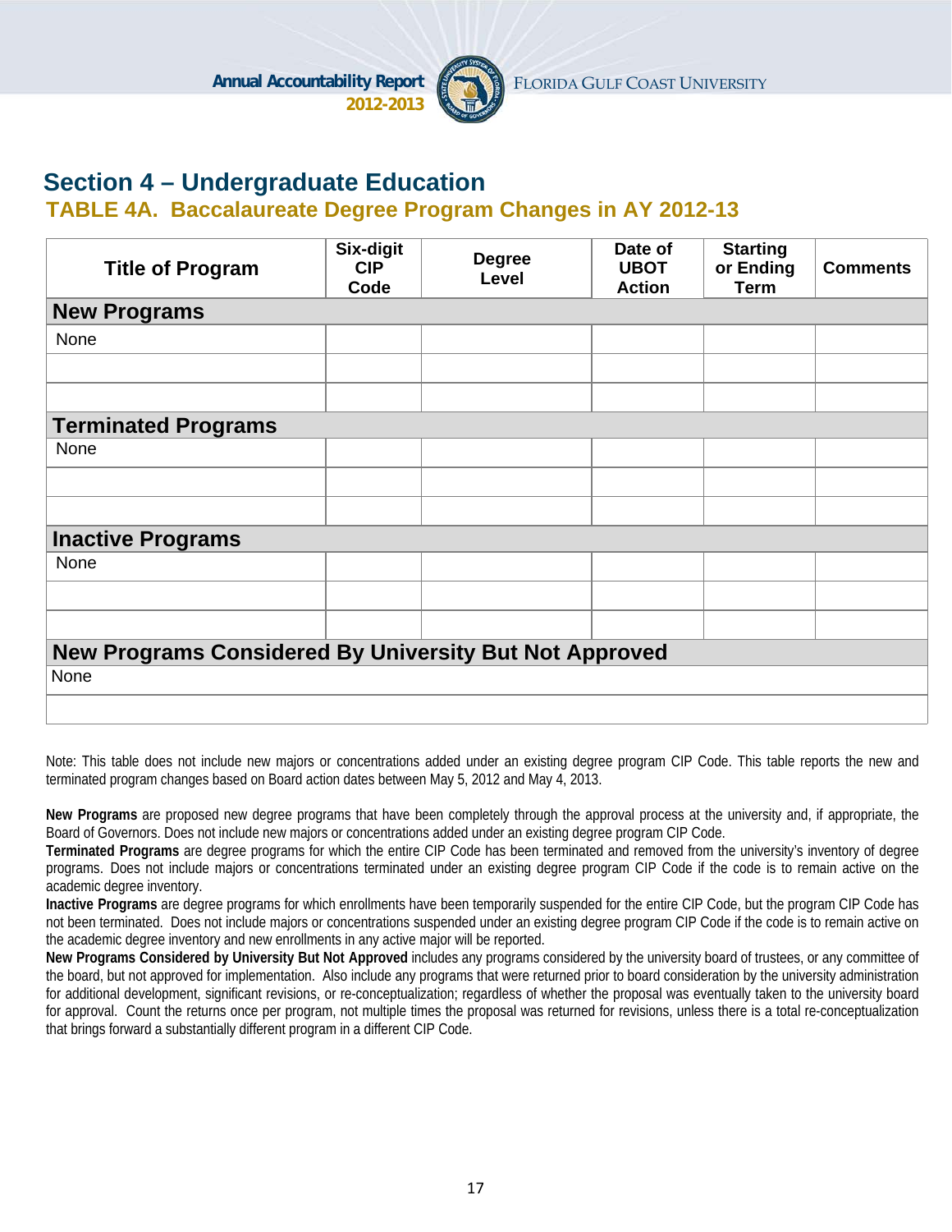## Section 4 – Undergraduate Education

### TABLE 4A. Baccalaureate Degree Program Changes in AY 2012-13

| Title of Program | Six-digit CIP Code | Degree Level | Date of UBOT Action | Starting or Ending Term | Comments |
|---|---|---|---|---|---|
| **New Programs** | | | | | |
| None | | | | | |
| | | | | | |
| | | | | | |
| **Terminated Programs** | | | | | |
| None | | | | | |
| | | | | | |
| | | | | | |
| **Inactive Programs** | | | | | |
| None | | | | | |
| | | | | | |
| | | | | | |
| **New Programs Considered By University But Not Approved** | | | | | |
| None | | | | | |
| | | | | | |

Note: This table does not include new majors or concentrations added under an existing degree program CIP Code. This table reports the new and terminated program changes based on Board action dates between May 5, 2012 and May 4, 2013.

**New Programs** are proposed new degree programs that have been completely through the approval process at the university and, if appropriate, the Board of Governors. Does not include new majors or concentrations added under an existing degree program CIP Code.
**Terminated Programs** are degree programs for which the entire CIP Code has been terminated and removed from the university's inventory of degree programs. Does not include majors or concentrations terminated under an existing degree program CIP Code if the code is to remain active on the academic degree inventory.
**Inactive Programs** are degree programs for which enrollments have been temporarily suspended for the entire CIP Code, but the program CIP Code has not been terminated. Does not include majors or concentrations suspended under an existing degree program CIP Code if the code is to remain active on the academic degree inventory and new enrollments in any active major will be reported.
**New Programs Considered by University But Not Approved** includes any programs considered by the university board of trustees, or any committee of the board, but not approved for implementation. Also include any programs that were returned prior to board consideration by the university administration for additional development, significant revisions, or re-conceptualization; regardless of whether the proposal was eventually taken to the university board for approval. Count the returns once per program, not multiple times the proposal was returned for revisions, unless there is a total re-conceptualization that brings forward a substantially different program in a different CIP Code.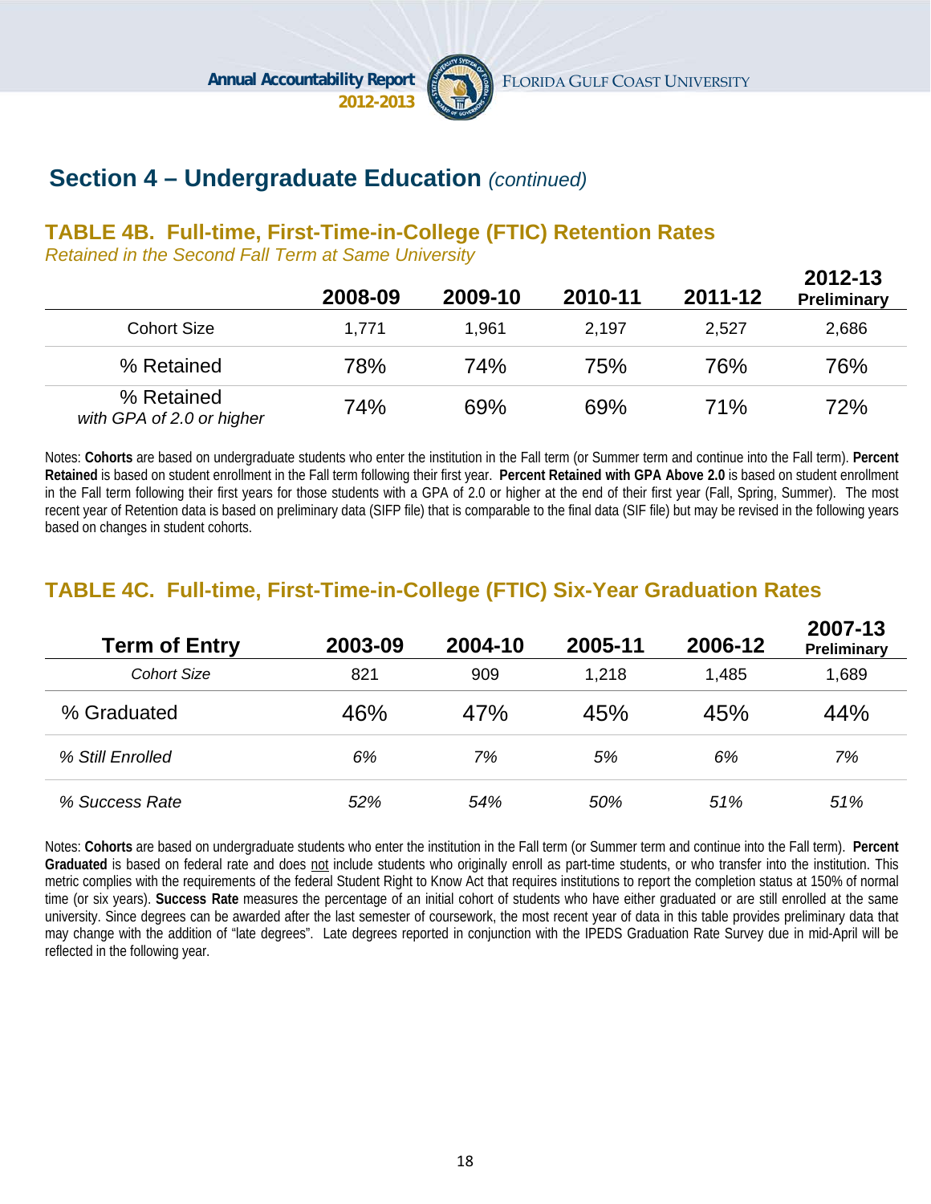## Section 4 – Undergraduate Education *(continued)*

### TABLE 4B. Full-time, First-Time-in-College (FTIC) Retention Rates

*Retained in the Second Fall Term at Same University*

| | 2008-09 | 2009-10 | 2010-11 | 2011-12 | 2012-13 Preliminary |
|---|---|---|---|---|---|
| Cohort Size | 1,771 | 1,961 | 2,197 | 2,527 | 2,686 |
| % Retained | 78% | 74% | 75% | 76% | 76% |
| % Retained *with GPA of 2.0 or higher* | 74% | 69% | 69% | 71% | 72% |

Notes: **Cohorts** are based on undergraduate students who enter the institution in the Fall term (or Summer term and continue into the Fall term). **Percent Retained** is based on student enrollment in the Fall term following their first year. **Percent Retained with GPA Above 2.0** is based on student enrollment in the Fall term following their first years for those students with a GPA of 2.0 or higher at the end of their first year (Fall, Spring, Summer). The most recent year of Retention data is based on preliminary data (SIFP file) that is comparable to the final data (SIF file) but may be revised in the following years based on changes in student cohorts.

### TABLE 4C. Full-time, First-Time-in-College (FTIC) Six-Year Graduation Rates

| Term of Entry | 2003-09 | 2004-10 | 2005-11 | 2006-12 | 2007-13 Preliminary |
|---|---|---|---|---|---|
| *Cohort Size* | 821 | 909 | 1,218 | 1,485 | 1,689 |
| % Graduated | 46% | 47% | 45% | 45% | 44% |
| *% Still Enrolled* | *6%* | *7%* | *5%* | *6%* | *7%* |
| *% Success Rate* | *52%* | *54%* | *50%* | *51%* | *51%* |

Notes: **Cohorts** are based on undergraduate students who enter the institution in the Fall term (or Summer term and continue into the Fall term). **Percent Graduated** is based on federal rate and does not include students who originally enroll as part-time students, or who transfer into the institution. This metric complies with the requirements of the federal Student Right to Know Act that requires institutions to report the completion status at 150% of normal time (or six years). **Success Rate** measures the percentage of an initial cohort of students who have either graduated or are still enrolled at the same university. Since degrees can be awarded after the last semester of coursework, the most recent year of data in this table provides preliminary data that may change with the addition of "late degrees". Late degrees reported in conjunction with the IPEDS Graduation Rate Survey due in mid-April will be reflected in the following year.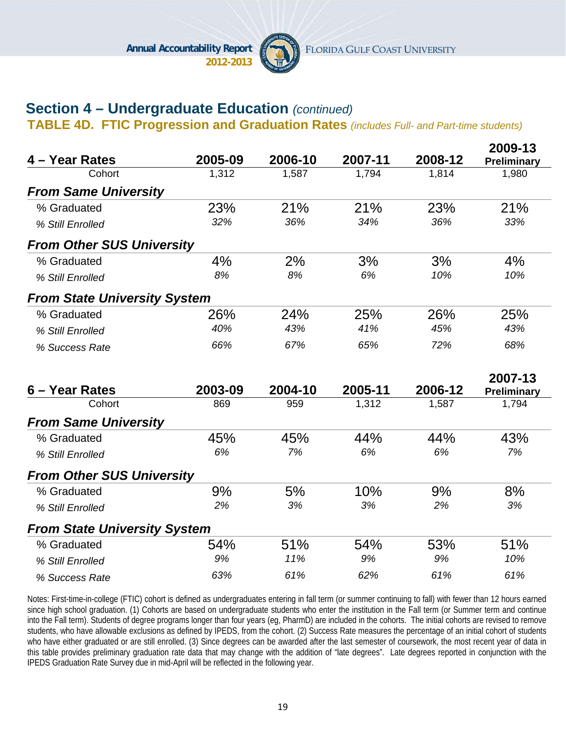## Section 4 – Undergraduate Education *(continued)*

### TABLE 4D. FTIC Progression and Graduation Rates *(includes Full- and Part-time students)*

| 4 – Year Rates | 2005-09 | 2006-10 | 2007-11 | 2008-12 | 2009-13 Preliminary |
|---|---|---|---|---|---|
| Cohort | 1,312 | 1,587 | 1,794 | 1,814 | 1,980 |
| ***From Same University*** | | | | | |
| % Graduated | 23% | 21% | 21% | 23% | 21% |
| *% Still Enrolled* | *32%* | *36%* | *34%* | *36%* | *33%* |
| ***From Other SUS University*** | | | | | |
| % Graduated | 4% | 2% | 3% | 3% | 4% |
| *% Still Enrolled* | *8%* | *8%* | *6%* | *10%* | *10%* |
| ***From State University System*** | | | | | |
| % Graduated | 26% | 24% | 25% | 26% | 25% |
| *% Still Enrolled* | *40%* | *43%* | *41%* | *45%* | *43%* |
| *% Success Rate* | *66%* | *67%* | *65%* | *72%* | *68%* |

| 6 – Year Rates | 2003-09 | 2004-10 | 2005-11 | 2006-12 | 2007-13 Preliminary |
|---|---|---|---|---|---|
| Cohort | 869 | 959 | 1,312 | 1,587 | 1,794 |
| ***From Same University*** | | | | | |
| % Graduated | 45% | 45% | 44% | 44% | 43% |
| *% Still Enrolled* | *6%* | *7%* | *6%* | *6%* | *7%* |
| ***From Other SUS University*** | | | | | |
| % Graduated | 9% | 5% | 10% | 9% | 8% |
| *% Still Enrolled* | *2%* | *3%* | *3%* | *2%* | *3%* |
| ***From State University System*** | | | | | |
| % Graduated | 54% | 51% | 54% | 53% | 51% |
| *% Still Enrolled* | *9%* | *11%* | *9%* | *9%* | *10%* |
| *% Success Rate* | *63%* | *61%* | *62%* | *61%* | *61%* |

Notes: First-time-in-college (FTIC) cohort is defined as undergraduates entering in fall term (or summer continuing to fall) with fewer than 12 hours earned since high school graduation. (1) Cohorts are based on undergraduate students who enter the institution in the Fall term (or Summer term and continue into the Fall term). Students of degree programs longer than four years (eg, PharmD) are included in the cohorts. The initial cohorts are revised to remove students, who have allowable exclusions as defined by IPEDS, from the cohort. (2) Success Rate measures the percentage of an initial cohort of students who have either graduated or are still enrolled. (3) Since degrees can be awarded after the last semester of coursework, the most recent year of data in this table provides preliminary graduation rate data that may change with the addition of "late degrees". Late degrees reported in conjunction with the IPEDS Graduation Rate Survey due in mid-April will be reflected in the following year.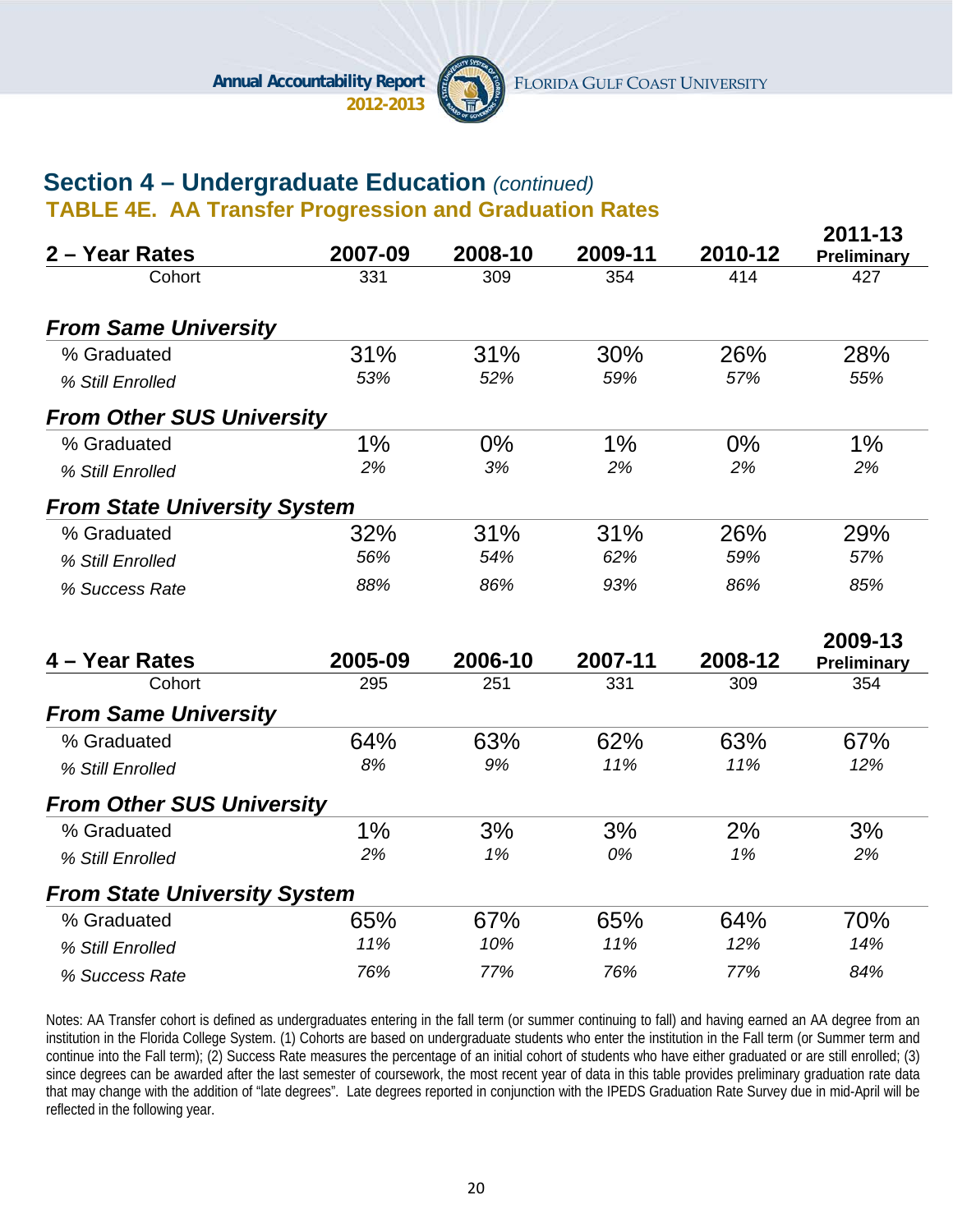## Section 4 – Undergraduate Education *(continued)*

### TABLE 4E. AA Transfer Progression and Graduation Rates

| 2 – Year Rates | 2007-09 | 2008-10 | 2009-11 | 2010-12 | 2011-13 Preliminary |
|---|---|---|---|---|---|
| Cohort | 331 | 309 | 354 | 414 | 427 |
| ***From Same University*** | | | | | |
| % Graduated | 31% | 31% | 30% | 26% | 28% |
| *% Still Enrolled* | *53%* | *52%* | *59%* | *57%* | *55%* |
| ***From Other SUS University*** | | | | | |
| % Graduated | 1% | 0% | 1% | 0% | 1% |
| *% Still Enrolled* | *2%* | *3%* | *2%* | *2%* | *2%* |
| ***From State University System*** | | | | | |
| % Graduated | 32% | 31% | 31% | 26% | 29% |
| *% Still Enrolled* | *56%* | *54%* | *62%* | *59%* | *57%* |
| *% Success Rate* | *88%* | *86%* | *93%* | *86%* | *85%* |

| 4 – Year Rates | 2005-09 | 2006-10 | 2007-11 | 2008-12 | 2009-13 Preliminary |
|---|---|---|---|---|---|
| Cohort | 295 | 251 | 331 | 309 | 354 |
| ***From Same University*** | | | | | |
| % Graduated | 64% | 63% | 62% | 63% | 67% |
| *% Still Enrolled* | *8%* | *9%* | *11%* | *11%* | *12%* |
| ***From Other SUS University*** | | | | | |
| % Graduated | 1% | 3% | 3% | 2% | 3% |
| *% Still Enrolled* | *2%* | *1%* | *0%* | *1%* | *2%* |
| ***From State University System*** | | | | | |
| % Graduated | 65% | 67% | 65% | 64% | 70% |
| *% Still Enrolled* | *11%* | *10%* | *11%* | *12%* | *14%* |
| *% Success Rate* | *76%* | *77%* | *76%* | *77%* | *84%* |

Notes: AA Transfer cohort is defined as undergraduates entering in the fall term (or summer continuing to fall) and having earned an AA degree from an institution in the Florida College System. (1) Cohorts are based on undergraduate students who enter the institution in the Fall term (or Summer term and continue into the Fall term); (2) Success Rate measures the percentage of an initial cohort of students who have either graduated or are still enrolled; (3) since degrees can be awarded after the last semester of coursework, the most recent year of data in this table provides preliminary graduation rate data that may change with the addition of "late degrees". Late degrees reported in conjunction with the IPEDS Graduation Rate Survey due in mid-April will be reflected in the following year.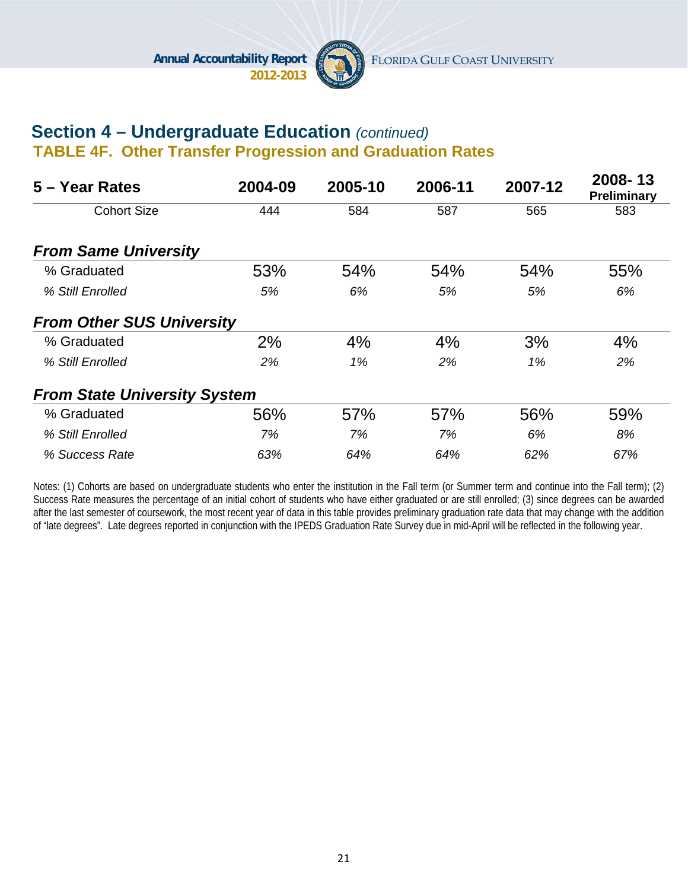## Section 4 – Undergraduate Education *(continued)*

### TABLE 4F. Other Transfer Progression and Graduation Rates

| 5 – Year Rates | 2004-09 | 2005-10 | 2006-11 | 2007-12 | 2008-13 Preliminary |
|---|---|---|---|---|---|
| Cohort Size | 444 | 584 | 587 | 565 | 583 |
| ***From Same University*** | | | | | |
| % Graduated | 53% | 54% | 54% | 54% | 55% |
| *% Still Enrolled* | *5%* | *6%* | *5%* | *5%* | *6%* |
| ***From Other SUS University*** | | | | | |
| % Graduated | 2% | 4% | 4% | 3% | 4% |
| *% Still Enrolled* | *2%* | *1%* | *2%* | *1%* | *2%* |
| ***From State University System*** | | | | | |
| % Graduated | 56% | 57% | 57% | 56% | 59% |
| *% Still Enrolled* | *7%* | *7%* | *7%* | *6%* | *8%* |
| *% Success Rate* | *63%* | *64%* | *64%* | *62%* | *67%* |

Notes: (1) Cohorts are based on undergraduate students who enter the institution in the Fall term (or Summer term and continue into the Fall term); (2) Success Rate measures the percentage of an initial cohort of students who have either graduated or are still enrolled; (3) since degrees can be awarded after the last semester of coursework, the most recent year of data in this table provides preliminary graduation rate data that may change with the addition of "late degrees". Late degrees reported in conjunction with the IPEDS Graduation Rate Survey due in mid-April will be reflected in the following year.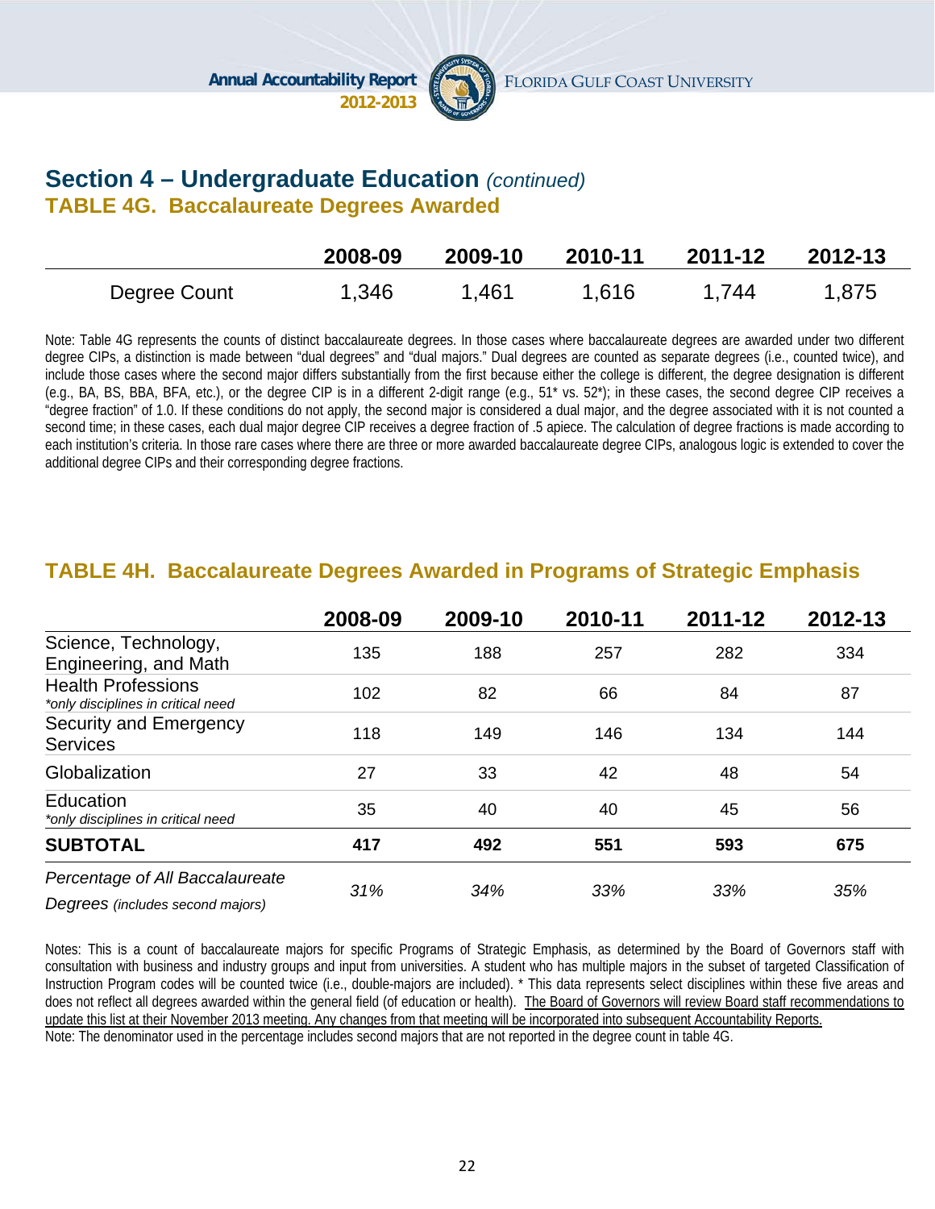## Section 4 – Undergraduate Education *(continued)*

### TABLE 4G. Baccalaureate Degrees Awarded

| | 2008-09 | 2009-10 | 2010-11 | 2011-12 | 2012-13 |
|---|---|---|---|---|---|
| Degree Count | 1,346 | 1,461 | 1,616 | 1,744 | 1,875 |

Note: Table 4G represents the counts of distinct baccalaureate degrees. In those cases where baccalaureate degrees are awarded under two different degree CIPs, a distinction is made between "dual degrees" and "dual majors." Dual degrees are counted as separate degrees (i.e., counted twice), and include those cases where the second major differs substantially from the first because either the college is different, the degree designation is different (e.g., BA, BS, BBA, BFA, etc.), or the degree CIP is in a different 2-digit range (e.g., 51* vs. 52*); in these cases, the second degree CIP receives a "degree fraction" of 1.0. If these conditions do not apply, the second major is considered a dual major, and the degree associated with it is not counted a second time; in these cases, each dual major degree CIP receives a degree fraction of .5 apiece. The calculation of degree fractions is made according to each institution's criteria. In those rare cases where there are three or more awarded baccalaureate degree CIPs, analogous logic is extended to cover the additional degree CIPs and their corresponding degree fractions.

### TABLE 4H. Baccalaureate Degrees Awarded in Programs of Strategic Emphasis

| | 2008-09 | 2009-10 | 2010-11 | 2011-12 | 2012-13 |
|---|---|---|---|---|---|
| Science, Technology, Engineering, and Math | 135 | 188 | 257 | 282 | 334 |
| Health Professions *\*only disciplines in critical need* | 102 | 82 | 66 | 84 | 87 |
| Security and Emergency Services | 118 | 149 | 146 | 134 | 144 |
| Globalization | 27 | 33 | 42 | 48 | 54 |
| Education *\*only disciplines in critical need* | 35 | 40 | 40 | 45 | 56 |
| **SUBTOTAL** | **417** | **492** | **551** | **593** | **675** |
| *Percentage of All Baccalaureate Degrees (includes second majors)* | *31%* | *34%* | *33%* | *33%* | *35%* |

Notes: This is a count of baccalaureate majors for specific Programs of Strategic Emphasis, as determined by the Board of Governors staff with consultation with business and industry groups and input from universities. A student who has multiple majors in the subset of targeted Classification of Instruction Program codes will be counted twice (i.e., double-majors are included). * This data represents select disciplines within these five areas and does not reflect all degrees awarded within the general field (of education or health). The Board of Governors will review Board staff recommendations to update this list at their November 2013 meeting. Any changes from that meeting will be incorporated into subsequent Accountability Reports.
Note: The denominator used in the percentage includes second majors that are not reported in the degree count in table 4G.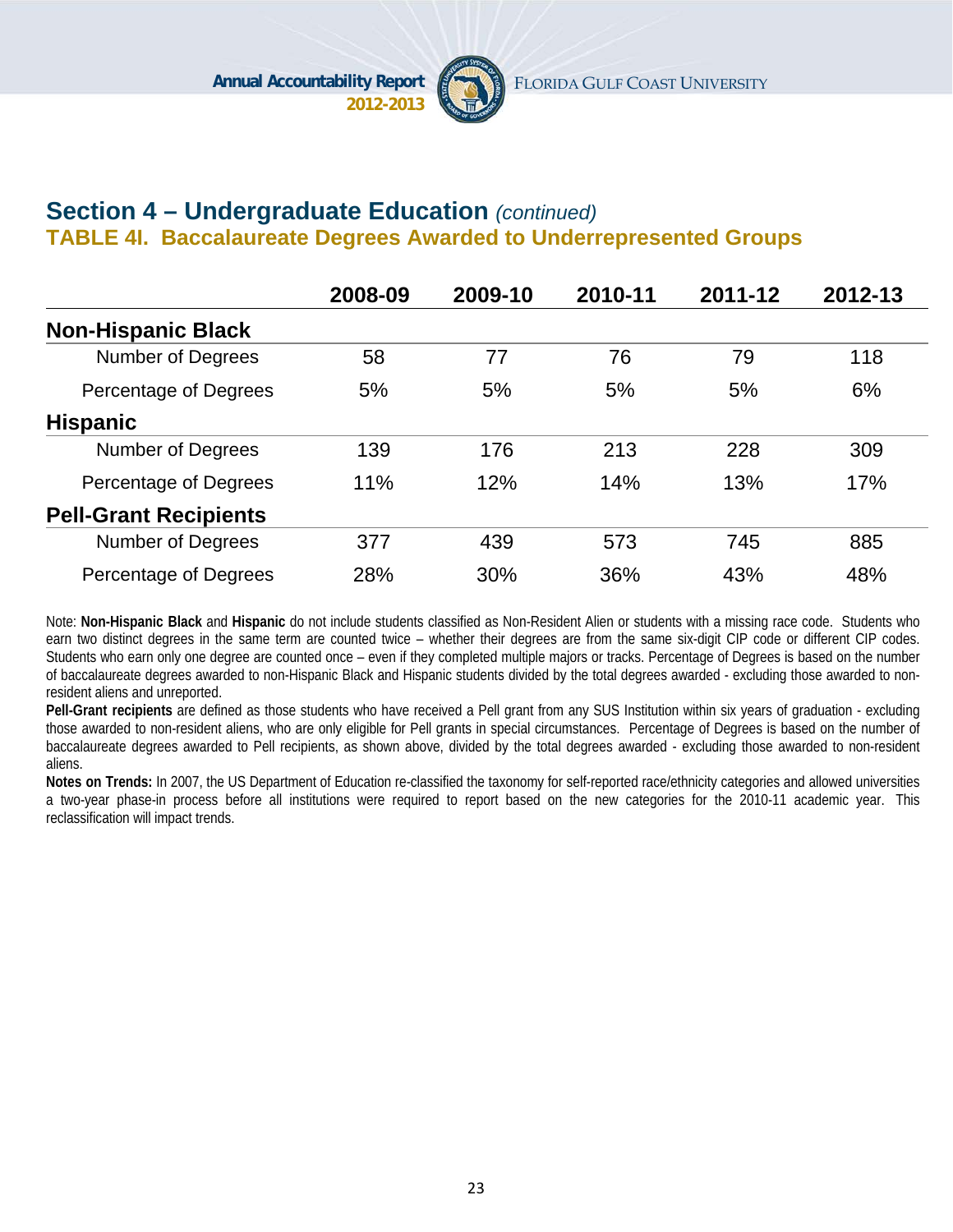## Section 4 – Undergraduate Education *(continued)*

### TABLE 4I. Baccalaureate Degrees Awarded to Underrepresented Groups

| | 2008-09 | 2009-10 | 2010-11 | 2011-12 | 2012-13 |
|---|---|---|---|---|---|
| **Non-Hispanic Black** | | | | | |
| Number of Degrees | 58 | 77 | 76 | 79 | 118 |
| Percentage of Degrees | 5% | 5% | 5% | 5% | 6% |
| **Hispanic** | | | | | |
| Number of Degrees | 139 | 176 | 213 | 228 | 309 |
| Percentage of Degrees | 11% | 12% | 14% | 13% | 17% |
| **Pell-Grant Recipients** | | | | | |
| Number of Degrees | 377 | 439 | 573 | 745 | 885 |
| Percentage of Degrees | 28% | 30% | 36% | 43% | 48% |

Note: **Non-Hispanic Black** and **Hispanic** do not include students classified as Non-Resident Alien or students with a missing race code. Students who earn two distinct degrees in the same term are counted twice – whether their degrees are from the same six-digit CIP code or different CIP codes. Students who earn only one degree are counted once – even if they completed multiple majors or tracks. Percentage of Degrees is based on the number of baccalaureate degrees awarded to non-Hispanic Black and Hispanic students divided by the total degrees awarded - excluding those awarded to non-resident aliens and unreported.

**Pell-Grant recipients** are defined as those students who have received a Pell grant from any SUS Institution within six years of graduation - excluding those awarded to non-resident aliens, who are only eligible for Pell grants in special circumstances. Percentage of Degrees is based on the number of baccalaureate degrees awarded to Pell recipients, as shown above, divided by the total degrees awarded - excluding those awarded to non-resident aliens.

**Notes on Trends:** In 2007, the US Department of Education re-classified the taxonomy for self-reported race/ethnicity categories and allowed universities a two-year phase-in process before all institutions were required to report based on the new categories for the 2010-11 academic year. This reclassification will impact trends.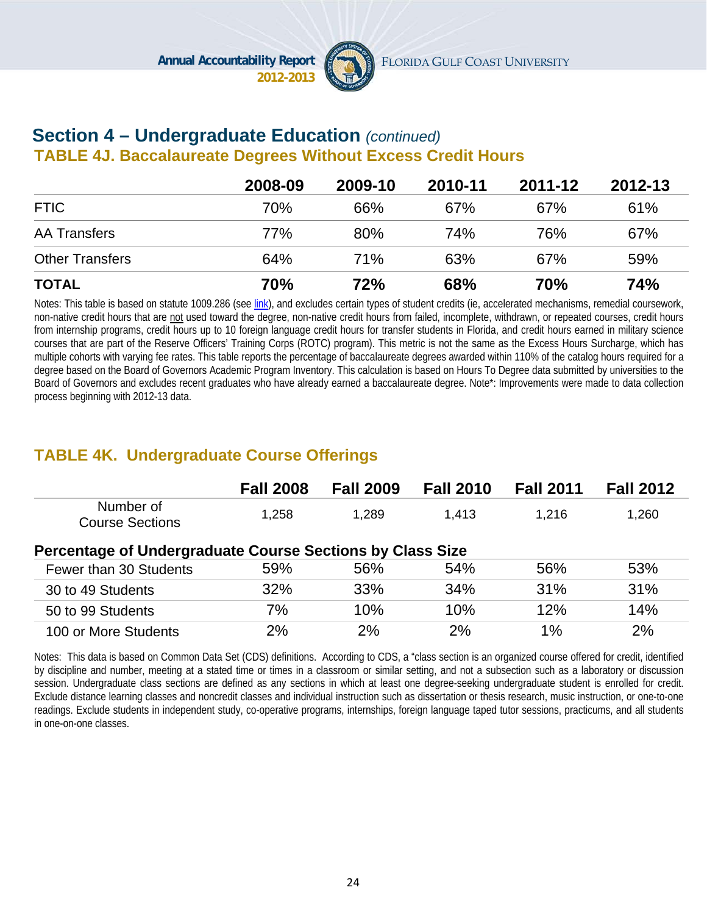## Section 4 – Undergraduate Education *(continued)*

### TABLE 4J. Baccalaureate Degrees Without Excess Credit Hours

| | 2008-09 | 2009-10 | 2010-11 | 2011-12 | 2012-13 |
|---|---|---|---|---|---|
| FTIC | 70% | 66% | 67% | 67% | 61% |
| AA Transfers | 77% | 80% | 74% | 76% | 67% |
| Other Transfers | 64% | 71% | 63% | 67% | 59% |
| **TOTAL** | **70%** | **72%** | **68%** | **70%** | **74%** |

Notes: This table is based on statute 1009.286 (see link), and excludes certain types of student credits (ie, accelerated mechanisms, remedial coursework, non-native credit hours that are not used toward the degree, non-native credit hours from failed, incomplete, withdrawn, or repeated courses, credit hours from internship programs, credit hours up to 10 foreign language credit hours for transfer students in Florida, and credit hours earned in military science courses that are part of the Reserve Officers' Training Corps (ROTC) program). This metric is not the same as the Excess Hours Surcharge, which has multiple cohorts with varying fee rates. This table reports the percentage of baccalaureate degrees awarded within 110% of the catalog hours required for a degree based on the Board of Governors Academic Program Inventory. This calculation is based on Hours To Degree data submitted by universities to the Board of Governors and excludes recent graduates who have already earned a baccalaureate degree. Note*: Improvements were made to data collection process beginning with 2012-13 data.

### TABLE 4K. Undergraduate Course Offerings

| | Fall 2008 | Fall 2009 | Fall 2010 | Fall 2011 | Fall 2012 |
|---|---|---|---|---|---|
| Number of Course Sections | 1,258 | 1,289 | 1,413 | 1,216 | 1,260 |
| **Percentage of Undergraduate Course Sections by Class Size** | | | | | |
| Fewer than 30 Students | 59% | 56% | 54% | 56% | 53% |
| 30 to 49 Students | 32% | 33% | 34% | 31% | 31% |
| 50 to 99 Students | 7% | 10% | 10% | 12% | 14% |
| 100 or More Students | 2% | 2% | 2% | 1% | 2% |

Notes: This data is based on Common Data Set (CDS) definitions. According to CDS, a "class section is an organized course offered for credit, identified by discipline and number, meeting at a stated time or times in a classroom or similar setting, and not a subsection such as a laboratory or discussion session. Undergraduate class sections are defined as any sections in which at least one degree-seeking undergraduate student is enrolled for credit. Exclude distance learning classes and noncredit classes and individual instruction such as dissertation or thesis research, music instruction, or one-to-one readings. Exclude students in independent study, co-operative programs, internships, foreign language taped tutor sessions, practicums, and all students in one-on-one classes.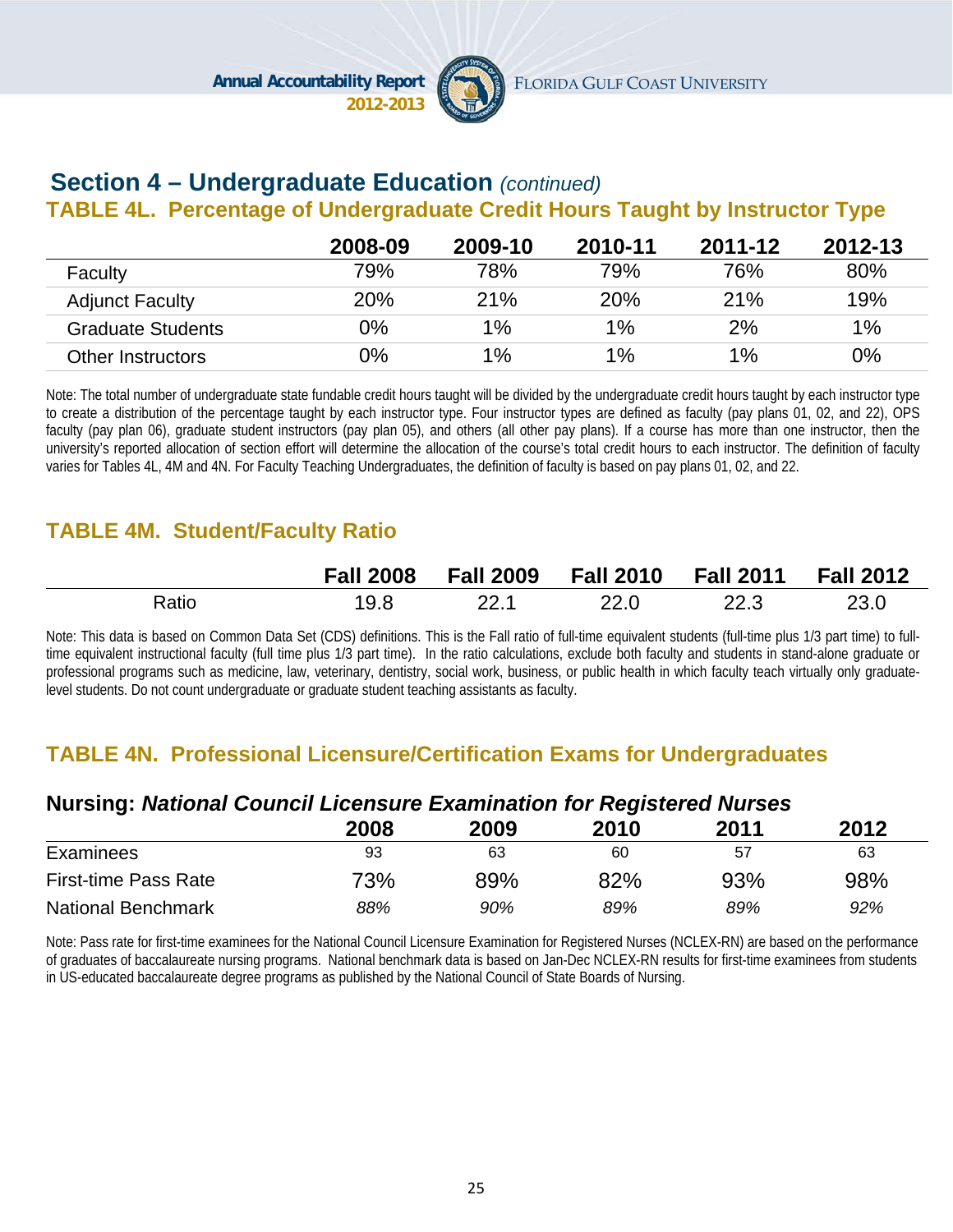## Section 4 – Undergraduate Education *(continued)*

### TABLE 4L. Percentage of Undergraduate Credit Hours Taught by Instructor Type

| | 2008-09 | 2009-10 | 2010-11 | 2011-12 | 2012-13 |
|---|---|---|---|---|---|
| Faculty | 79% | 78% | 79% | 76% | 80% |
| Adjunct Faculty | 20% | 21% | 20% | 21% | 19% |
| Graduate Students | 0% | 1% | 1% | 2% | 1% |
| Other Instructors | 0% | 1% | 1% | 1% | 0% |

Note: The total number of undergraduate state fundable credit hours taught will be divided by the undergraduate credit hours taught by each instructor type to create a distribution of the percentage taught by each instructor type. Four instructor types are defined as faculty (pay plans 01, 02, and 22), OPS faculty (pay plan 06), graduate student instructors (pay plan 05), and others (all other pay plans). If a course has more than one instructor, then the university's reported allocation of section effort will determine the allocation of the course's total credit hours to each instructor. The definition of faculty varies for Tables 4L, 4M and 4N. For Faculty Teaching Undergraduates, the definition of faculty is based on pay plans 01, 02, and 22.

### TABLE 4M. Student/Faculty Ratio

| | Fall 2008 | Fall 2009 | Fall 2010 | Fall 2011 | Fall 2012 |
|---|---|---|---|---|---|
| Ratio | 19.8 | 22.1 | 22.0 | 22.3 | 23.0 |

Note: This data is based on Common Data Set (CDS) definitions. This is the Fall ratio of full-time equivalent students (full-time plus 1/3 part time) to full-time equivalent instructional faculty (full time plus 1/3 part time). In the ratio calculations, exclude both faculty and students in stand-alone graduate or professional programs such as medicine, law, veterinary, dentistry, social work, business, or public health in which faculty teach virtually only graduate-level students. Do not count undergraduate or graduate student teaching assistants as faculty.

### TABLE 4N. Professional Licensure/Certification Exams for Undergraduates

#### Nursing: *National Council Licensure Examination for Registered Nurses*

| | 2008 | 2009 | 2010 | 2011 | 2012 |
|---|---|---|---|---|---|
| Examinees | 93 | 63 | 60 | 57 | 63 |
| First-time Pass Rate | 73% | 89% | 82% | 93% | 98% |
| National Benchmark | *88%* | *90%* | *89%* | *89%* | *92%* |

Note: Pass rate for first-time examinees for the National Council Licensure Examination for Registered Nurses (NCLEX-RN) are based on the performance of graduates of baccalaureate nursing programs. National benchmark data is based on Jan-Dec NCLEX-RN results for first-time examinees from students in US-educated baccalaureate degree programs as published by the National Council of State Boards of Nursing.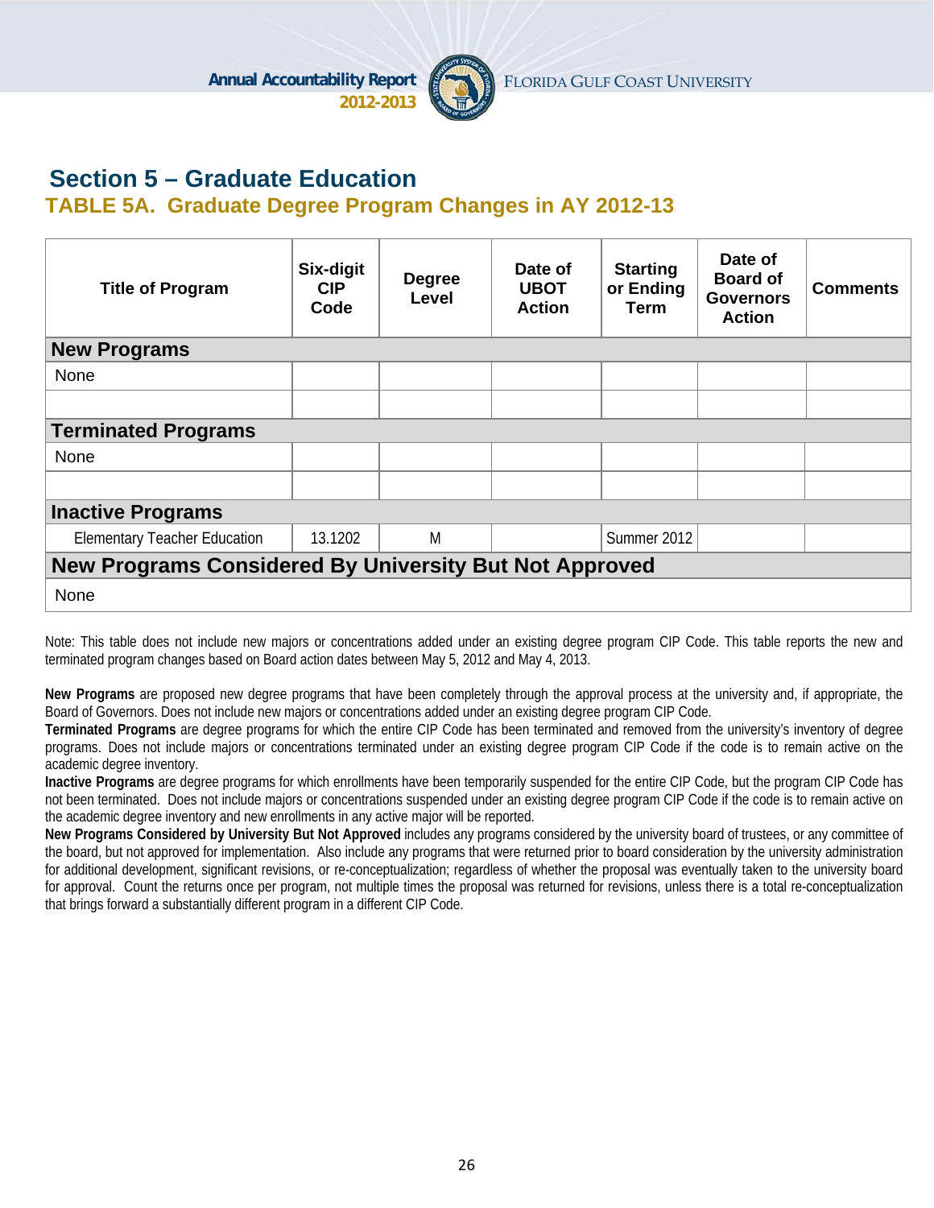## Section 5 – Graduate Education

### TABLE 5A. Graduate Degree Program Changes in AY 2012-13

| Title of Program | Six-digit CIP Code | Degree Level | Date of UBOT Action | Starting or Ending Term | Date of Board of Governors Action | Comments |
|---|---|---|---|---|---|---|
| **New Programs** | | | | | | |
| None | | | | | | |
| | | | | | | |
| **Terminated Programs** | | | | | | |
| None | | | | | | |
| | | | | | | |
| **Inactive Programs** | | | | | | |
| Elementary Teacher Education | 13.1202 | M | | Summer 2012 | | |
| **New Programs Considered By University But Not Approved** | | | | | | |
| None | | | | | | |

Note: This table does not include new majors or concentrations added under an existing degree program CIP Code. This table reports the new and terminated program changes based on Board action dates between May 5, 2012 and May 4, 2013.

**New Programs** are proposed new degree programs that have been completely through the approval process at the university and, if appropriate, the Board of Governors. Does not include new majors or concentrations added under an existing degree program CIP Code.

**Terminated Programs** are degree programs for which the entire CIP Code has been terminated and removed from the university's inventory of degree programs. Does not include majors or concentrations terminated under an existing degree program CIP Code if the code is to remain active on the academic degree inventory.

**Inactive Programs** are degree programs for which enrollments have been temporarily suspended for the entire CIP Code, but the program CIP Code has not been terminated. Does not include majors or concentrations suspended under an existing degree program CIP Code if the code is to remain active on the academic degree inventory and new enrollments in any active major will be reported.

**New Programs Considered by University But Not Approved** includes any programs considered by the university board of trustees, or any committee of the board, but not approved for implementation. Also include any programs that were returned prior to board consideration by the university administration for additional development, significant revisions, or re-conceptualization; regardless of whether the proposal was eventually taken to the university board for approval. Count the returns once per program, not multiple times the proposal was returned for revisions, unless there is a total re-conceptualization that brings forward a substantially different program in a different CIP Code.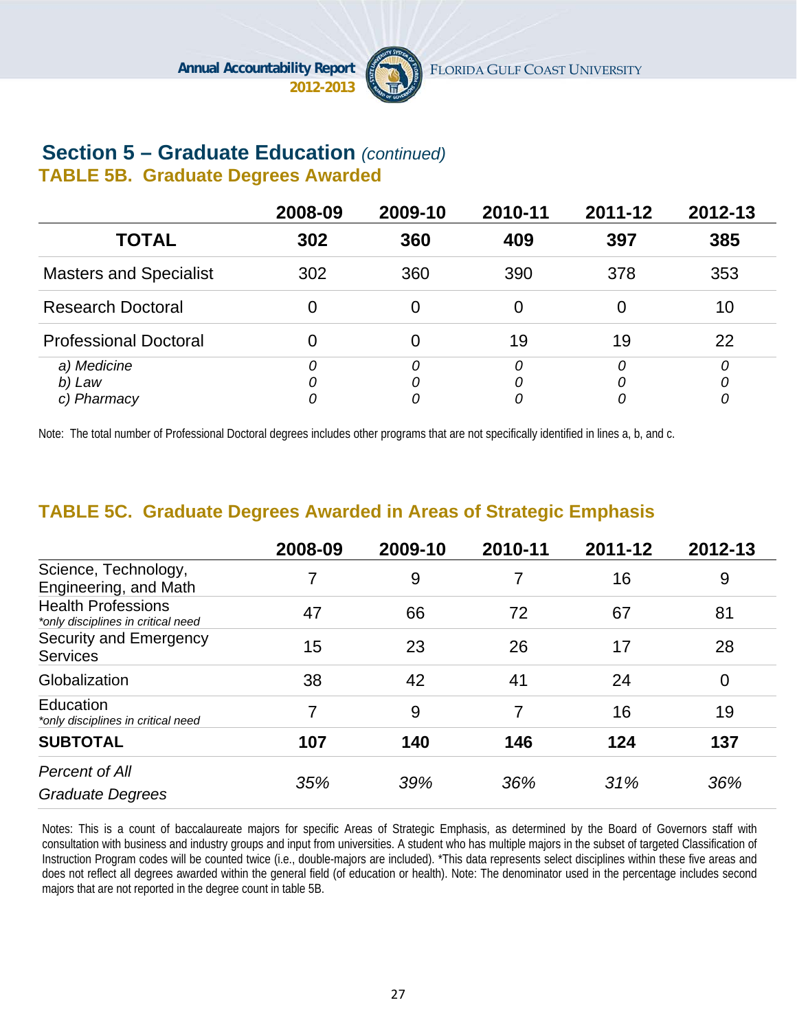## Section 5 – Graduate Education *(continued)*

### TABLE 5B. Graduate Degrees Awarded

| | 2008-09 | 2009-10 | 2010-11 | 2011-12 | 2012-13 |
|---|---|---|---|---|---|
| **TOTAL** | **302** | **360** | **409** | **397** | **385** |
| Masters and Specialist | 302 | 360 | 390 | 378 | 353 |
| Research Doctoral | 0 | 0 | 0 | 0 | 10 |
| Professional Doctoral | 0 | 0 | 19 | 19 | 22 |
| *a) Medicine* | *0* | *0* | *0* | *0* | *0* |
| *b) Law* | *0* | *0* | *0* | *0* | *0* |
| *c) Pharmacy* | *0* | *0* | *0* | *0* | *0* |

Note: The total number of Professional Doctoral degrees includes other programs that are not specifically identified in lines a, b, and c.

### TABLE 5C. Graduate Degrees Awarded in Areas of Strategic Emphasis

| | 2008-09 | 2009-10 | 2010-11 | 2011-12 | 2012-13 |
|---|---|---|---|---|---|
| Science, Technology, Engineering, and Math | 7 | 9 | 7 | 16 | 9 |
| Health Professions *\*only disciplines in critical need* | 47 | 66 | 72 | 67 | 81 |
| Security and Emergency Services | 15 | 23 | 26 | 17 | 28 |
| Globalization | 38 | 42 | 41 | 24 | 0 |
| Education *\*only disciplines in critical need* | 7 | 9 | 7 | 16 | 19 |
| **SUBTOTAL** | **107** | **140** | **146** | **124** | **137** |
| *Percent of All Graduate Degrees* | *35%* | *39%* | *36%* | *31%* | *36%* |

Notes: This is a count of baccalaureate majors for specific Areas of Strategic Emphasis, as determined by the Board of Governors staff with consultation with business and industry groups and input from universities. A student who has multiple majors in the subset of targeted Classification of Instruction Program codes will be counted twice (i.e., double-majors are included). *This data represents select disciplines within these five areas and does not reflect all degrees awarded within the general field (of education or health). Note: The denominator used in the percentage includes second majors that are not reported in the degree count in table 5B.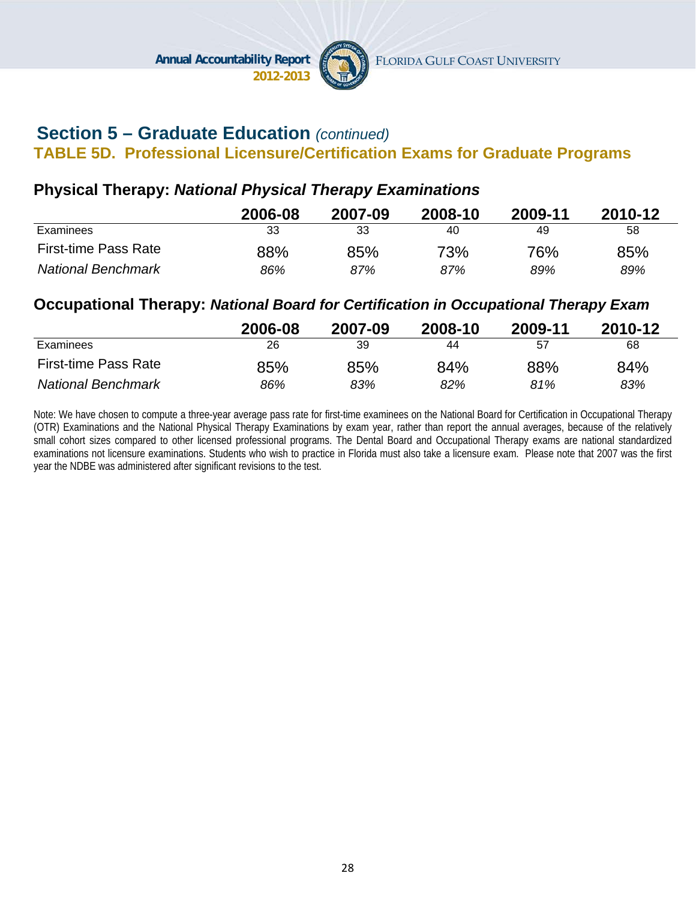## Section 5 – Graduate Education *(continued)*

### TABLE 5D. Professional Licensure/Certification Exams for Graduate Programs

### Physical Therapy: *National Physical Therapy Examinations*

| | 2006-08 | 2007-09 | 2008-10 | 2009-11 | 2010-12 |
|---|---|---|---|---|---|
| Examinees | 33 | 33 | 40 | 49 | 58 |
| First-time Pass Rate | 88% | 85% | 73% | 76% | 85% |
| *National Benchmark* | *86%* | *87%* | *87%* | *89%* | *89%* |

### Occupational Therapy: *National Board for Certification in Occupational Therapy Exam*

| | 2006-08 | 2007-09 | 2008-10 | 2009-11 | 2010-12 |
|---|---|---|---|---|---|
| Examinees | 26 | 39 | 44 | 57 | 68 |
| First-time Pass Rate | 85% | 85% | 84% | 88% | 84% |
| *National Benchmark* | *86%* | *83%* | *82%* | *81%* | *83%* |

Note: We have chosen to compute a three-year average pass rate for first-time examinees on the National Board for Certification in Occupational Therapy (OTR) Examinations and the National Physical Therapy Examinations by exam year, rather than report the annual averages, because of the relatively small cohort sizes compared to other licensed professional programs. The Dental Board and Occupational Therapy exams are national standardized examinations not licensure examinations. Students who wish to practice in Florida must also take a licensure exam. Please note that 2007 was the first year the NDBE was administered after significant revisions to the test.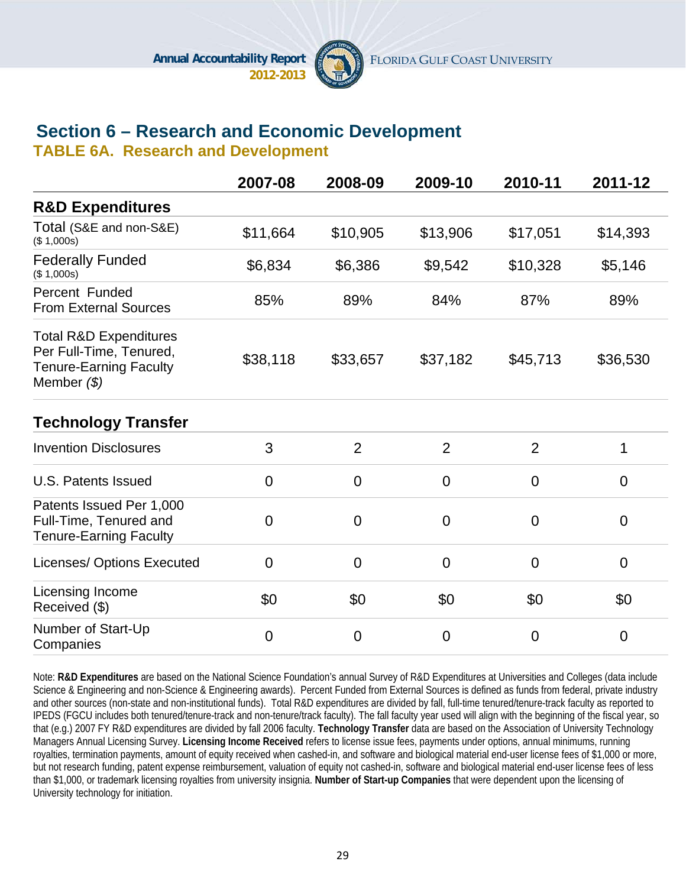# Section 6 – Research and Economic Development

## TABLE 6A. Research and Development

| | 2007-08 | 2008-09 | 2009-10 | 2010-11 | 2011-12 |
|---|---|---|---|---|---|
| **R&D Expenditures** | | | | | |
| Total (S&E and non-S&E) ($ 1,000s) | $11,664 | $10,905 | $13,906 | $17,051 | $14,393 |
| Federally Funded ($ 1,000s) | $6,834 | $6,386 | $9,542 | $10,328 | $5,146 |
| Percent Funded From External Sources | 85% | 89% | 84% | 87% | 89% |
| Total R&D Expenditures Per Full-Time, Tenured, Tenure-Earning Faculty Member *($)* | $38,118 | $33,657 | $37,182 | $45,713 | $36,530 |
| **Technology Transfer** | | | | | |
| Invention Disclosures | 3 | 2 | 2 | 2 | 1 |
| U.S. Patents Issued | 0 | 0 | 0 | 0 | 0 |
| Patents Issued Per 1,000 Full-Time, Tenured and Tenure-Earning Faculty | 0 | 0 | 0 | 0 | 0 |
| Licenses/ Options Executed | 0 | 0 | 0 | 0 | 0 |
| Licensing Income Received ($) | $0 | $0 | $0 | $0 | $0 |
| Number of Start-Up Companies | 0 | 0 | 0 | 0 | 0 |

Note: **R&D Expenditures** are based on the National Science Foundation's annual Survey of R&D Expenditures at Universities and Colleges (data include Science & Engineering and non-Science & Engineering awards). Percent Funded from External Sources is defined as funds from federal, private industry and other sources (non-state and non-institutional funds). Total R&D expenditures are divided by fall, full-time tenured/tenure-track faculty as reported to IPEDS (FGCU includes both tenured/tenure-track and non-tenure/track faculty). The fall faculty year used will align with the beginning of the fiscal year, so that (e.g.) 2007 FY R&D expenditures are divided by fall 2006 faculty. **Technology Transfer** data are based on the Association of University Technology Managers Annual Licensing Survey. **Licensing Income Received** refers to license issue fees, payments under options, annual minimums, running royalties, termination payments, amount of equity received when cashed-in, and software and biological material end-user license fees of $1,000 or more, but not research funding, patent expense reimbursement, valuation of equity not cashed-in, software and biological material end-user license fees of less than $1,000, or trademark licensing royalties from university insignia. **Number of Start-up Companies** that were dependent upon the licensing of University technology for initiation.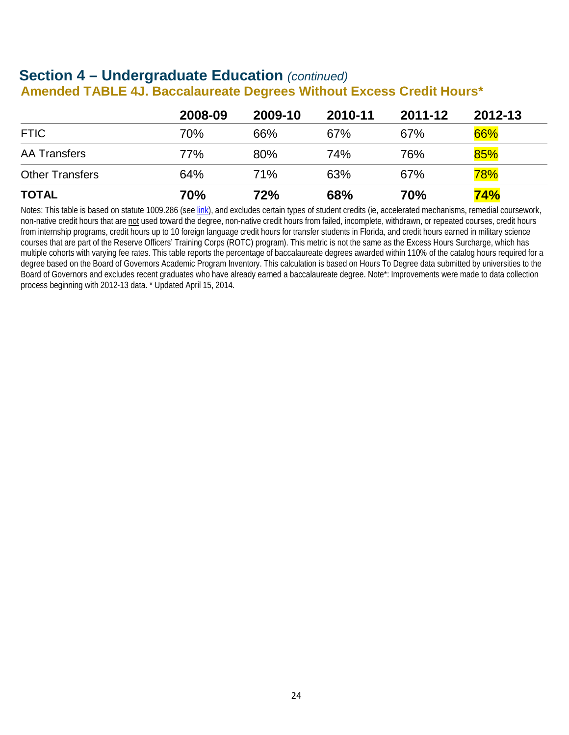## Section 4 – Undergraduate Education *(continued)*

### Amended TABLE 4J. Baccalaureate Degrees Without Excess Credit Hours*

| | 2008-09 | 2009-10 | 2010-11 | 2011-12 | 2012-13 |
|---|---|---|---|---|---|
| FTIC | 70% | 66% | 67% | 67% | 66% |
| AA Transfers | 77% | 80% | 74% | 76% | 85% |
| Other Transfers | 64% | 71% | 63% | 67% | 78% |
| **TOTAL** | **70%** | **72%** | **68%** | **70%** | **74%** |

Notes: This table is based on statute 1009.286 (see link), and excludes certain types of student credits (ie, accelerated mechanisms, remedial coursework, non-native credit hours that are not used toward the degree, non-native credit hours from failed, incomplete, withdrawn, or repeated courses, credit hours from internship programs, credit hours up to 10 foreign language credit hours for transfer students in Florida, and credit hours earned in military science courses that are part of the Reserve Officers' Training Corps (ROTC) program). This metric is not the same as the Excess Hours Surcharge, which has multiple cohorts with varying fee rates. This table reports the percentage of baccalaureate degrees awarded within 110% of the catalog hours required for a degree based on the Board of Governors Academic Program Inventory. This calculation is based on Hours To Degree data submitted by universities to the Board of Governors and excludes recent graduates who have already earned a baccalaureate degree. Note*: Improvements were made to data collection process beginning with 2012-13 data. * Updated April 15, 2014.